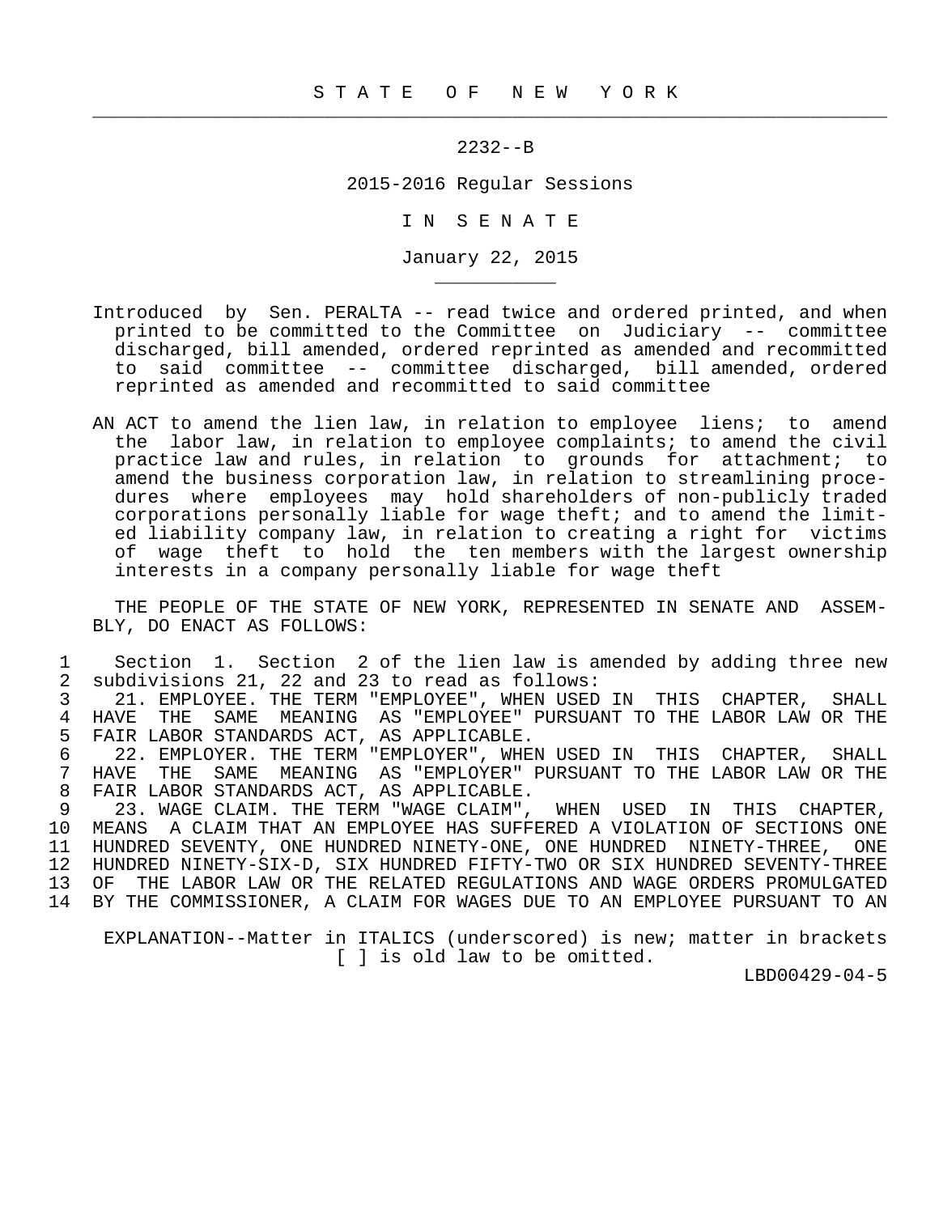S T A T E O F N E W Y O R K

2232--B

2015-2016 Regular Sessions

I N S E N A T E

January 22, 2015

Introduced by Sen. PERALTA -- read twice and ordered printed, and when printed to be committed to the Committee on Judiciary -- committee discharged, bill amended, ordered reprinted as amended and recommitted to said committee -- committee discharged, bill amended, ordered reprinted as amended and recommitted to said committee

AN ACT to amend the lien law, in relation to employee liens; to amend the labor law, in relation to employee complaints; to amend the civil practice law and rules, in relation to grounds for attachment; to amend the business corporation law, in relation to streamlining procedures where employees may hold shareholders of non-publicly traded corporations personally liable for wage theft; and to amend the limited liability company law, in relation to creating a right for victims of wage theft to hold the ten members with the largest ownership interests in a company personally liable for wage theft

THE PEOPLE OF THE STATE OF NEW YORK, REPRESENTED IN SENATE AND ASSEMBLY, DO ENACT AS FOLLOWS:

1 Section 1. Section 2 of the lien law is amended by adding three new
2 subdivisions 21, 22 and 23 to read as follows:
3 21. EMPLOYEE. THE TERM "EMPLOYEE", WHEN USED IN THIS CHAPTER, SHALL
4 HAVE THE SAME MEANING AS "EMPLOYEE" PURSUANT TO THE LABOR LAW OR THE
5 FAIR LABOR STANDARDS ACT, AS APPLICABLE.
6 22. EMPLOYER. THE TERM "EMPLOYER", WHEN USED IN THIS CHAPTER, SHALL
7 HAVE THE SAME MEANING AS "EMPLOYER" PURSUANT TO THE LABOR LAW OR THE
8 FAIR LABOR STANDARDS ACT, AS APPLICABLE.
9 23. WAGE CLAIM. THE TERM "WAGE CLAIM", WHEN USED IN THIS CHAPTER,
10 MEANS A CLAIM THAT AN EMPLOYEE HAS SUFFERED A VIOLATION OF SECTIONS ONE
11 HUNDRED SEVENTY, ONE HUNDRED NINETY-ONE, ONE HUNDRED NINETY-THREE, ONE
12 HUNDRED NINETY-SIX-D, SIX HUNDRED FIFTY-TWO OR SIX HUNDRED SEVENTY-THREE
13 OF THE LABOR LAW OR THE RELATED REGULATIONS AND WAGE ORDERS PROMULGATED
14 BY THE COMMISSIONER, A CLAIM FOR WAGES DUE TO AN EMPLOYEE PURSUANT TO AN

EXPLANATION--Matter in ITALICS (underscored) is new; matter in brackets [ ] is old law to be omitted.

LBD00429-04-5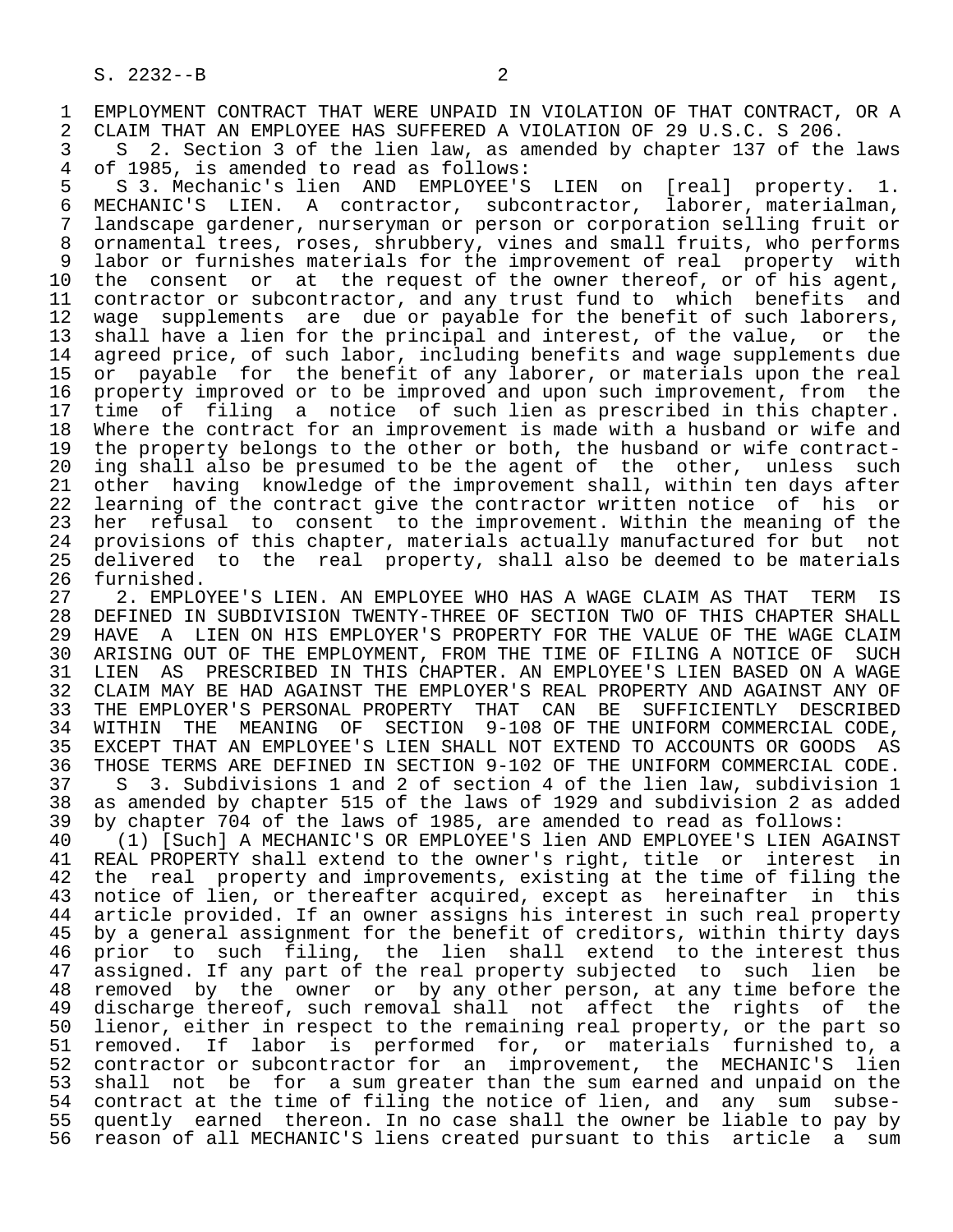EMPLOYMENT CONTRACT THAT WERE UNPAID IN VIOLATION OF THAT CONTRACT, OR A CLAIM THAT AN EMPLOYEE HAS SUFFERED A VIOLATION OF 29 U.S.C. S 206.

S 2. Section 3 of the lien law, as amended by chapter 137 of the laws of 1985, is amended to read as follows:

S 3. Mechanic's lien AND EMPLOYEE'S LIEN on [real] property. 1. MECHANIC'S LIEN. A contractor, subcontractor, laborer, materialman, landscape gardener, nurseryman or person or corporation selling fruit or ornamental trees, roses, shrubbery, vines and small fruits, who performs labor or furnishes materials for the improvement of real property with the consent or at the request of the owner thereof, or of his agent, contractor or subcontractor, and any trust fund to which benefits and wage supplements are due or payable for the benefit of such laborers, shall have a lien for the principal and interest, of the value, or the agreed price, of such labor, including benefits and wage supplements due or payable for the benefit of any laborer, or materials upon the real property improved or to be improved and upon such improvement, from the time of filing a notice of such lien as prescribed in this chapter. Where the contract for an improvement is made with a husband or wife and the property belongs to the other or both, the husband or wife contracting shall also be presumed to be the agent of the other, unless such other having knowledge of the improvement shall, within ten days after learning of the contract give the contractor written notice of his or her refusal to consent to the improvement. Within the meaning of the provisions of this chapter, materials actually manufactured for but not delivered to the real property, shall also be deemed to be materials furnished.

2. EMPLOYEE'S LIEN. AN EMPLOYEE WHO HAS A WAGE CLAIM AS THAT TERM IS DEFINED IN SUBDIVISION TWENTY-THREE OF SECTION TWO OF THIS CHAPTER SHALL HAVE A LIEN ON HIS EMPLOYER'S PROPERTY FOR THE VALUE OF THE WAGE CLAIM ARISING OUT OF THE EMPLOYMENT, FROM THE TIME OF FILING A NOTICE OF SUCH LIEN AS PRESCRIBED IN THIS CHAPTER. AN EMPLOYEE'S LIEN BASED ON A WAGE CLAIM MAY BE HAD AGAINST THE EMPLOYER'S REAL PROPERTY AND AGAINST ANY OF THE EMPLOYER'S PERSONAL PROPERTY THAT CAN BE SUFFICIENTLY DESCRIBED WITHIN THE MEANING OF SECTION 9-108 OF THE UNIFORM COMMERCIAL CODE, EXCEPT THAT AN EMPLOYEE'S LIEN SHALL NOT EXTEND TO ACCOUNTS OR GOODS AS THOSE TERMS ARE DEFINED IN SECTION 9-102 OF THE UNIFORM COMMERCIAL CODE.

S 3. Subdivisions 1 and 2 of section 4 of the lien law, subdivision 1 as amended by chapter 515 of the laws of 1929 and subdivision 2 as added by chapter 704 of the laws of 1985, are amended to read as follows:

(1) [Such] A MECHANIC'S OR EMPLOYEE'S lien AND EMPLOYEE'S LIEN AGAINST REAL PROPERTY shall extend to the owner's right, title or interest in the real property and improvements, existing at the time of filing the notice of lien, or thereafter acquired, except as hereinafter in this article provided. If an owner assigns his interest in such real property by a general assignment for the benefit of creditors, within thirty days prior to such filing, the lien shall extend to the interest thus assigned. If any part of the real property subjected to such lien be removed by the owner or by any other person, at any time before the discharge thereof, such removal shall not affect the rights of the lienor, either in respect to the remaining real property, or the part so removed. If labor is performed for, or materials furnished to, a contractor or subcontractor for an improvement, the MECHANIC'S lien shall not be for a sum greater than the sum earned and unpaid on the contract at the time of filing the notice of lien, and any sum subsequently earned thereon. In no case shall the owner be liable to pay by reason of all MECHANIC'S liens created pursuant to this article a sum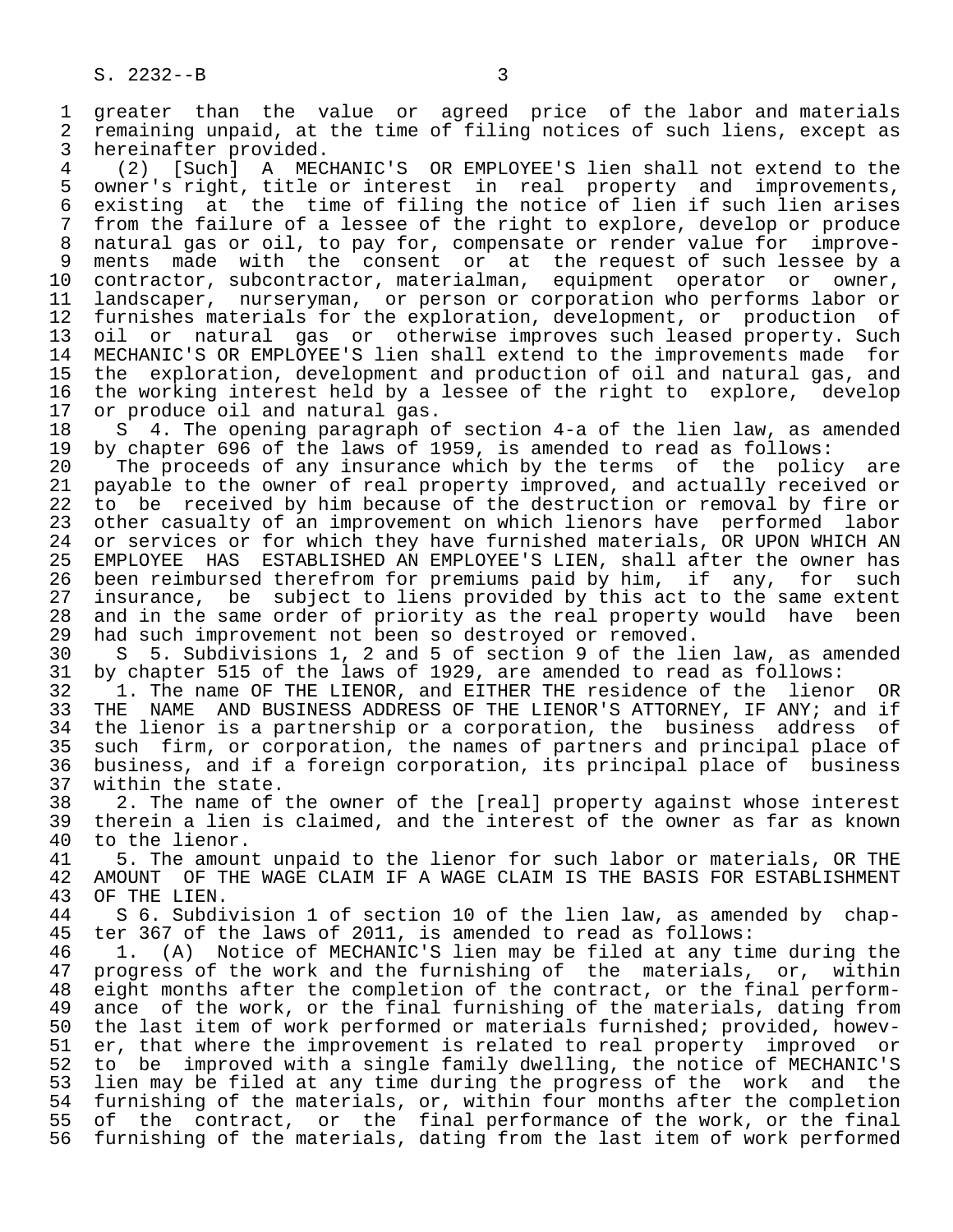greater than the value or agreed price of the labor and materials remaining unpaid, at the time of filing notices of such liens, except as hereinafter provided.

(2) [Such] A MECHANIC'S OR EMPLOYEE'S lien shall not extend to the owner's right, title or interest in real property and improvements, existing at the time of filing the notice of lien if such lien arises from the failure of a lessee of the right to explore, develop or produce natural gas or oil, to pay for, compensate or render value for improvements made with the consent or at the request of such lessee by a contractor, subcontractor, materialman, equipment operator or owner, landscaper, nurseryman, or person or corporation who performs labor or furnishes materials for the exploration, development, or production of oil or natural gas or otherwise improves such leased property. Such MECHANIC'S OR EMPLOYEE'S lien shall extend to the improvements made for the exploration, development and production of oil and natural gas, and the working interest held by a lessee of the right to explore, develop or produce oil and natural gas.

S 4. The opening paragraph of section 4-a of the lien law, as amended by chapter 696 of the laws of 1959, is amended to read as follows:

The proceeds of any insurance which by the terms of the policy are payable to the owner of real property improved, and actually received or to be received by him because of the destruction or removal by fire or other casualty of an improvement on which lienors have performed labor or services or for which they have furnished materials, OR UPON WHICH AN EMPLOYEE HAS ESTABLISHED AN EMPLOYEE'S LIEN, shall after the owner has been reimbursed therefrom for premiums paid by him, if any, for such insurance, be subject to liens provided by this act to the same extent and in the same order of priority as the real property would have been had such improvement not been so destroyed or removed.

S 5. Subdivisions 1, 2 and 5 of section 9 of the lien law, as amended by chapter 515 of the laws of 1929, are amended to read as follows:

1. The name OF THE LIENOR, and EITHER THE residence of the lienor OR THE NAME AND BUSINESS ADDRESS OF THE LIENOR'S ATTORNEY, IF ANY; and if the lienor is a partnership or a corporation, the business address of such firm, or corporation, the names of partners and principal place of business, and if a foreign corporation, its principal place of business within the state.

2. The name of the owner of the [real] property against whose interest therein a lien is claimed, and the interest of the owner as far as known to the lienor.

5. The amount unpaid to the lienor for such labor or materials, OR THE AMOUNT OF THE WAGE CLAIM IF A WAGE CLAIM IS THE BASIS FOR ESTABLISHMENT OF THE LIEN.

S 6. Subdivision 1 of section 10 of the lien law, as amended by chapter 367 of the laws of 2011, is amended to read as follows:

1. (A) Notice of MECHANIC'S lien may be filed at any time during the progress of the work and the furnishing of the materials, or, within eight months after the completion of the contract, or the final performance of the work, or the final furnishing of the materials, dating from the last item of work performed or materials furnished; provided, however, that where the improvement is related to real property improved or to be improved with a single family dwelling, the notice of MECHANIC'S lien may be filed at any time during the progress of the work and the furnishing of the materials, or, within four months after the completion of the contract, or the final performance of the work, or the final furnishing of the materials, dating from the last item of work performed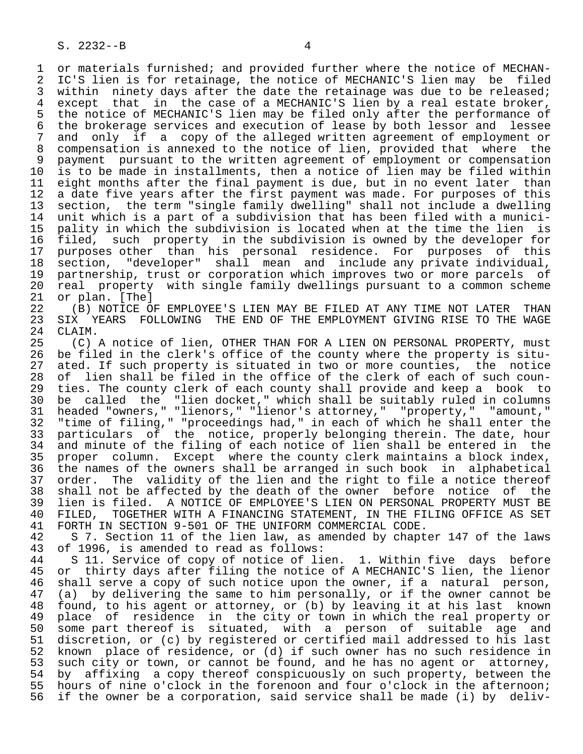or materials furnished; and provided further where the notice of MECHANIC'S lien is for retainage, the notice of MECHANIC'S lien may be filed within ninety days after the date the retainage was due to be released; except that in the case of a MECHANIC'S lien by a real estate broker, the notice of MECHANIC'S lien may be filed only after the performance of the brokerage services and execution of lease by both lessor and lessee and only if a copy of the alleged written agreement of employment or compensation is annexed to the notice of lien, provided that where the payment pursuant to the written agreement of employment or compensation is to be made in installments, then a notice of lien may be filed within eight months after the final payment is due, but in no event later than a date five years after the first payment was made. For purposes of this section, the term "single family dwelling" shall not include a dwelling unit which is a part of a subdivision that has been filed with a municipality in which the subdivision is located when at the time the lien is filed, such property in the subdivision is owned by the developer for purposes other than his personal residence. For purposes of this section, "developer" shall mean and include any private individual, partnership, trust or corporation which improves two or more parcels of real property with single family dwellings pursuant to a common scheme or plan. [The]

(B) NOTICE OF EMPLOYEE'S LIEN MAY BE FILED AT ANY TIME NOT LATER THAN SIX YEARS FOLLOWING THE END OF THE EMPLOYMENT GIVING RISE TO THE WAGE CLAIM.

(C) A notice of lien, OTHER THAN FOR A LIEN ON PERSONAL PROPERTY, must be filed in the clerk's office of the county where the property is situated. If such property is situated in two or more counties, the notice of lien shall be filed in the office of the clerk of each of such counties. The county clerk of each county shall provide and keep a book to be called the "lien docket," which shall be suitably ruled in columns headed "owners," "lienors," "lienor's attorney," "property," "amount," "time of filing," "proceedings had," in each of which he shall enter the particulars of the notice, properly belonging therein. The date, hour and minute of the filing of each notice of lien shall be entered in the proper column. Except where the county clerk maintains a block index, the names of the owners shall be arranged in such book in alphabetical order. The validity of the lien and the right to file a notice thereof shall not be affected by the death of the owner before notice of the lien is filed. A NOTICE OF EMPLOYEE'S LIEN ON PERSONAL PROPERTY MUST BE FILED, TOGETHER WITH A FINANCING STATEMENT, IN THE FILING OFFICE AS SET FORTH IN SECTION 9-501 OF THE UNIFORM COMMERCIAL CODE.

S 7. Section 11 of the lien law, as amended by chapter 147 of the laws of 1996, is amended to read as follows:

S 11. Service of copy of notice of lien. 1. Within five days before or thirty days after filing the notice of A MECHANIC'S lien, the lienor shall serve a copy of such notice upon the owner, if a natural person, (a) by delivering the same to him personally, or if the owner cannot be found, to his agent or attorney, or (b) by leaving it at his last known place of residence in the city or town in which the real property or some part thereof is situated, with a person of suitable age and discretion, or (c) by registered or certified mail addressed to his last known place of residence, or (d) if such owner has no such residence in such city or town, or cannot be found, and he has no agent or attorney, by affixing a copy thereof conspicuously on such property, between the hours of nine o'clock in the forenoon and four o'clock in the afternoon; if the owner be a corporation, said service shall be made (i) by deliv-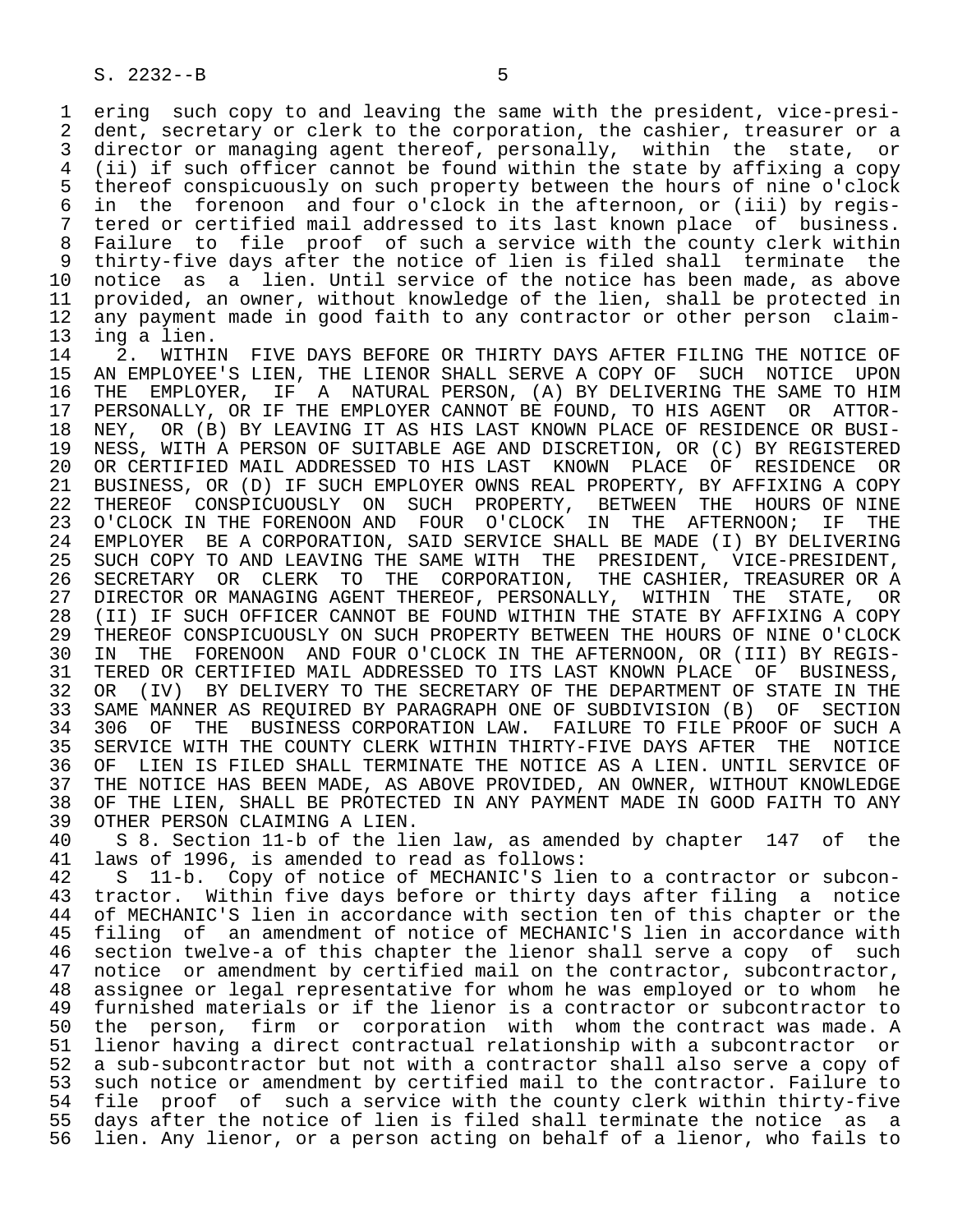ering such copy to and leaving the same with the president, vice-president, secretary or clerk to the corporation, the cashier, treasurer or a director or managing agent thereof, personally, within the state, or (ii) if such officer cannot be found within the state by affixing a copy thereof conspicuously on such property between the hours of nine o'clock in the forenoon and four o'clock in the afternoon, or (iii) by registered or certified mail addressed to its last known place of business. Failure to file proof of such a service with the county clerk within thirty-five days after the notice of lien is filed shall terminate the notice as a lien. Until service of the notice has been made, as above provided, an owner, without knowledge of the lien, shall be protected in any payment made in good faith to any contractor or other person claiming a lien.

2. WITHIN FIVE DAYS BEFORE OR THIRTY DAYS AFTER FILING THE NOTICE OF AN EMPLOYEE'S LIEN, THE LIENOR SHALL SERVE A COPY OF SUCH NOTICE UPON THE EMPLOYER, IF A NATURAL PERSON, (A) BY DELIVERING THE SAME TO HIM PERSONALLY, OR IF THE EMPLOYER CANNOT BE FOUND, TO HIS AGENT OR ATTORNEY, OR (B) BY LEAVING IT AS HIS LAST KNOWN PLACE OF RESIDENCE OR BUSINESS, WITH A PERSON OF SUITABLE AGE AND DISCRETION, OR (C) BY REGISTERED OR CERTIFIED MAIL ADDRESSED TO HIS LAST KNOWN PLACE OF RESIDENCE OR BUSINESS, OR (D) IF SUCH EMPLOYER OWNS REAL PROPERTY, BY AFFIXING A COPY THEREOF CONSPICUOUSLY ON SUCH PROPERTY, BETWEEN THE HOURS OF NINE O'CLOCK IN THE FORENOON AND FOUR O'CLOCK IN THE AFTERNOON; IF THE EMPLOYER BE A CORPORATION, SAID SERVICE SHALL BE MADE (I) BY DELIVERING SUCH COPY TO AND LEAVING THE SAME WITH THE PRESIDENT, VICE-PRESIDENT, SECRETARY OR CLERK TO THE CORPORATION, THE CASHIER, TREASURER OR A DIRECTOR OR MANAGING AGENT THEREOF, PERSONALLY, WITHIN THE STATE, OR (II) IF SUCH OFFICER CANNOT BE FOUND WITHIN THE STATE BY AFFIXING A COPY THEREOF CONSPICUOUSLY ON SUCH PROPERTY BETWEEN THE HOURS OF NINE O'CLOCK IN THE FORENOON AND FOUR O'CLOCK IN THE AFTERNOON, OR (III) BY REGISTERED OR CERTIFIED MAIL ADDRESSED TO ITS LAST KNOWN PLACE OF BUSINESS, OR (IV) BY DELIVERY TO THE SECRETARY OF THE DEPARTMENT OF STATE IN THE SAME MANNER AS REQUIRED BY PARAGRAPH ONE OF SUBDIVISION (B) OF SECTION 306 OF THE BUSINESS CORPORATION LAW. FAILURE TO FILE PROOF OF SUCH A SERVICE WITH THE COUNTY CLERK WITHIN THIRTY-FIVE DAYS AFTER THE NOTICE OF LIEN IS FILED SHALL TERMINATE THE NOTICE AS A LIEN. UNTIL SERVICE OF THE NOTICE HAS BEEN MADE, AS ABOVE PROVIDED, AN OWNER, WITHOUT KNOWLEDGE OF THE LIEN, SHALL BE PROTECTED IN ANY PAYMENT MADE IN GOOD FAITH TO ANY OTHER PERSON CLAIMING A LIEN.

S 8. Section 11-b of the lien law, as amended by chapter 147 of the laws of 1996, is amended to read as follows:

S 11-b. Copy of notice of MECHANIC'S lien to a contractor or subcontractor. Within five days before or thirty days after filing a notice of MECHANIC'S lien in accordance with section ten of this chapter or the filing of an amendment of notice of MECHANIC'S lien in accordance with section twelve-a of this chapter the lienor shall serve a copy of such notice or amendment by certified mail on the contractor, subcontractor, assignee or legal representative for whom he was employed or to whom he furnished materials or if the lienor is a contractor or subcontractor to the person, firm or corporation with whom the contract was made. A lienor having a direct contractual relationship with a subcontractor or a sub-subcontractor but not with a contractor shall also serve a copy of such notice or amendment by certified mail to the contractor. Failure to file proof of such a service with the county clerk within thirty-five days after the notice of lien is filed shall terminate the notice as a lien. Any lienor, or a person acting on behalf of a lienor, who fails to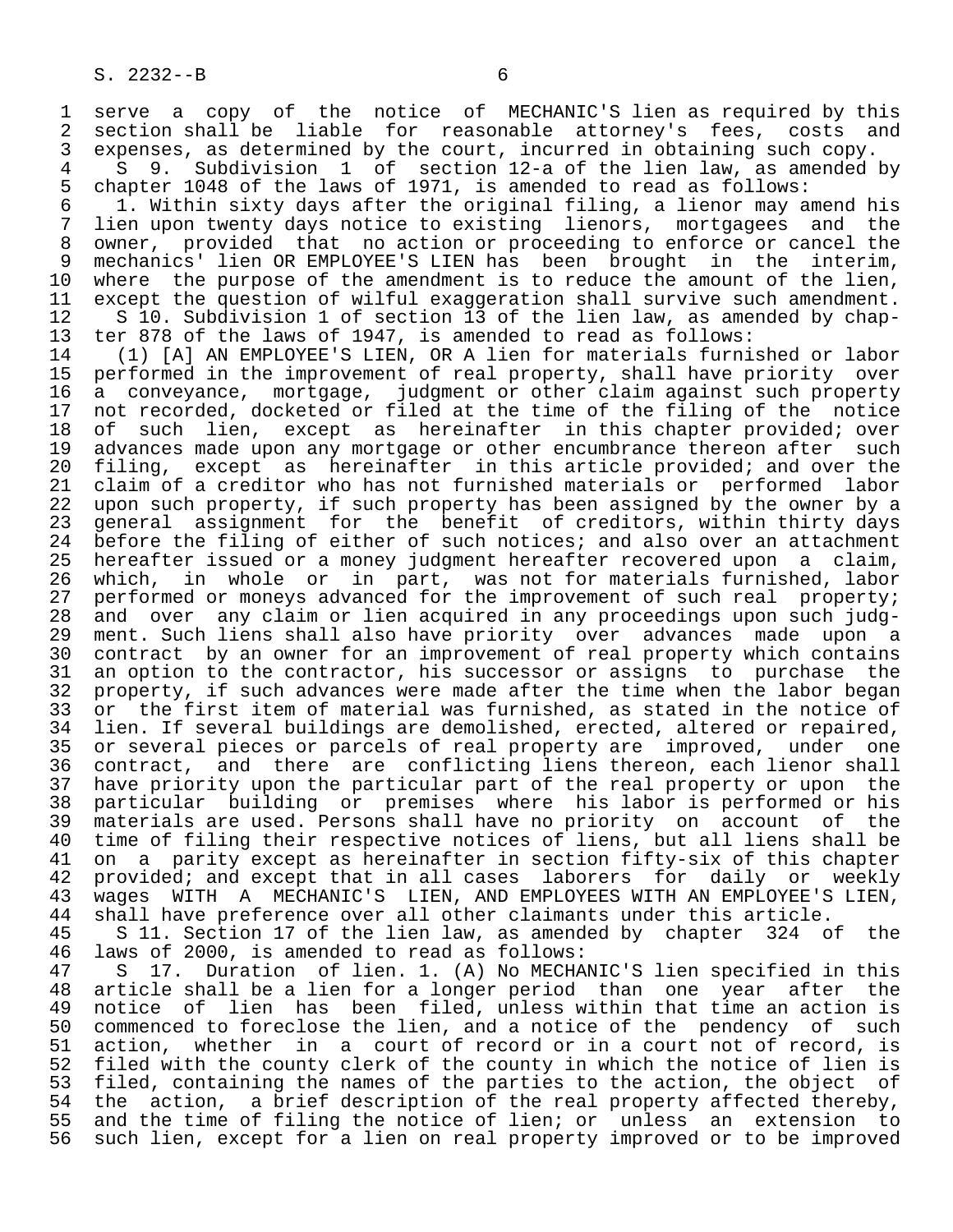serve a copy of the notice of MECHANIC'S lien as required by this section shall be liable for reasonable attorney's fees, costs and expenses, as determined by the court, incurred in obtaining such copy.

S 9. Subdivision 1 of section 12-a of the lien law, as amended by chapter 1048 of the laws of 1971, is amended to read as follows:

1. Within sixty days after the original filing, a lienor may amend his lien upon twenty days notice to existing lienors, mortgagees and the owner, provided that no action or proceeding to enforce or cancel the mechanics' lien OR EMPLOYEE'S LIEN has been brought in the interim, where the purpose of the amendment is to reduce the amount of the lien, except the question of wilful exaggeration shall survive such amendment.

S 10. Subdivision 1 of section 13 of the lien law, as amended by chapter 878 of the laws of 1947, is amended to read as follows:

(1) [A] AN EMPLOYEE'S LIEN, OR A lien for materials furnished or labor performed in the improvement of real property, shall have priority over a conveyance, mortgage, judgment or other claim against such property not recorded, docketed or filed at the time of the filing of the notice of such lien, except as hereinafter in this chapter provided; over advances made upon any mortgage or other encumbrance thereon after such filing, except as hereinafter in this article provided; and over the claim of a creditor who has not furnished materials or performed labor upon such property, if such property has been assigned by the owner by a general assignment for the benefit of creditors, within thirty days before the filing of either of such notices; and also over an attachment hereafter issued or a money judgment hereafter recovered upon a claim, which, in whole or in part, was not for materials furnished, labor performed or moneys advanced for the improvement of such real property; and over any claim or lien acquired in any proceedings upon such judgment. Such liens shall also have priority over advances made upon a contract by an owner for an improvement of real property which contains an option to the contractor, his successor or assigns to purchase the property, if such advances were made after the time when the labor began or the first item of material was furnished, as stated in the notice of lien. If several buildings are demolished, erected, altered or repaired, or several pieces or parcels of real property are improved, under one contract, and there are conflicting liens thereon, each lienor shall have priority upon the particular part of the real property or upon the particular building or premises where his labor is performed or his materials are used. Persons shall have no priority on account of the time of filing their respective notices of liens, but all liens shall be on a parity except as hereinafter in section fifty-six of this chapter provided; and except that in all cases laborers for daily or weekly wages WITH A MECHANIC'S LIEN, AND EMPLOYEES WITH AN EMPLOYEE'S LIEN, shall have preference over all other claimants under this article.

S 11. Section 17 of the lien law, as amended by chapter 324 of the laws of 2000, is amended to read as follows:

S 17. Duration of lien. 1. (A) No MECHANIC'S lien specified in this article shall be a lien for a longer period than one year after the notice of lien has been filed, unless within that time an action is commenced to foreclose the lien, and a notice of the pendency of such action, whether in a court of record or in a court not of record, is filed with the county clerk of the county in which the notice of lien is filed, containing the names of the parties to the action, the object of the action, a brief description of the real property affected thereby, and the time of filing the notice of lien; or unless an extension to such lien, except for a lien on real property improved or to be improved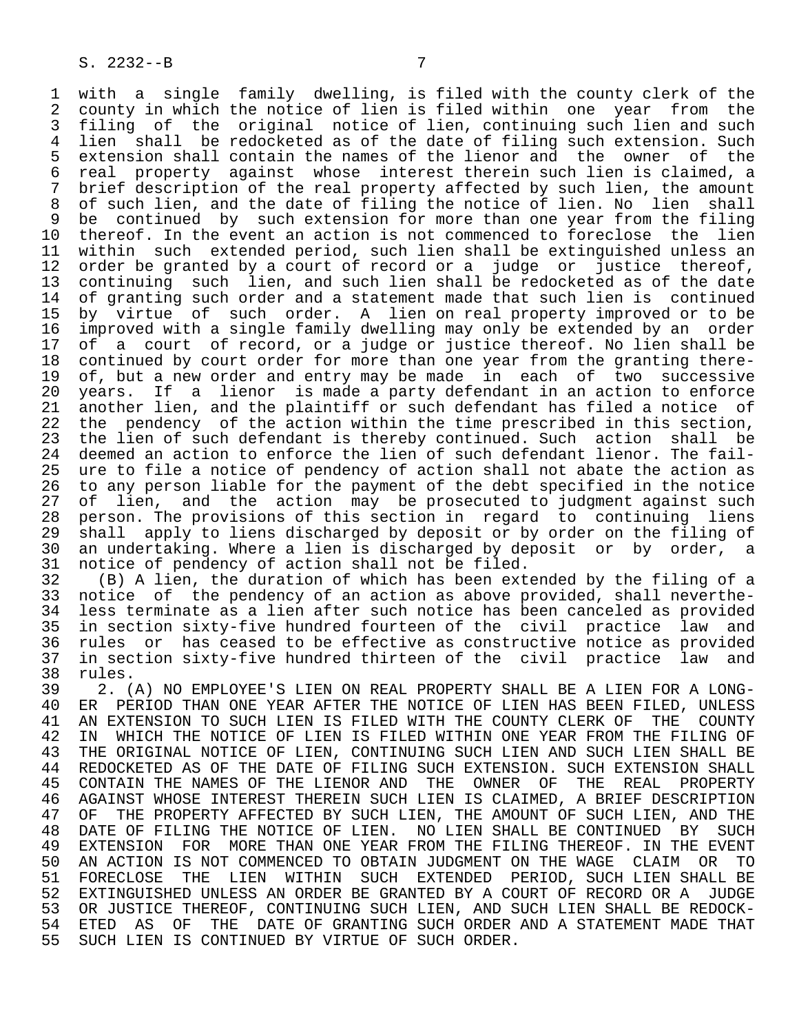with a single family dwelling, is filed with the county clerk of the county in which the notice of lien is filed within one year from the filing of the original notice of lien, continuing such lien and such lien shall be redocketed as of the date of filing such extension. Such extension shall contain the names of the lienor and the owner of the real property against whose interest therein such lien is claimed, a brief description of the real property affected by such lien, the amount of such lien, and the date of filing the notice of lien. No lien shall be continued by such extension for more than one year from the filing thereof. In the event an action is not commenced to foreclose the lien within such extended period, such lien shall be extinguished unless an order be granted by a court of record or a judge or justice thereof, continuing such lien, and such lien shall be redocketed as of the date of granting such order and a statement made that such lien is continued by virtue of such order. A lien on real property improved or to be improved with a single family dwelling may only be extended by an order of a court of record, or a judge or justice thereof. No lien shall be continued by court order for more than one year from the granting thereof, but a new order and entry may be made in each of two successive years. If a lienor is made a party defendant in an action to enforce another lien, and the plaintiff or such defendant has filed a notice of the pendency of the action within the time prescribed in this section, the lien of such defendant is thereby continued. Such action shall be deemed an action to enforce the lien of such defendant lienor. The failure to file a notice of pendency of action shall not abate the action as to any person liable for the payment of the debt specified in the notice of lien, and the action may be prosecuted to judgment against such person. The provisions of this section in regard to continuing liens shall apply to liens discharged by deposit or by order on the filing of an undertaking. Where a lien is discharged by deposit or by order, a notice of pendency of action shall not be filed.

(B) A lien, the duration of which has been extended by the filing of a notice of the pendency of an action as above provided, shall nevertheless terminate as a lien after such notice has been canceled as provided in section sixty-five hundred fourteen of the civil practice law and rules or has ceased to be effective as constructive notice as provided in section sixty-five hundred thirteen of the civil practice law and rules.

2. (A) NO EMPLOYEE'S LIEN ON REAL PROPERTY SHALL BE A LIEN FOR A LONGER PERIOD THAN ONE YEAR AFTER THE NOTICE OF LIEN HAS BEEN FILED, UNLESS AN EXTENSION TO SUCH LIEN IS FILED WITH THE COUNTY CLERK OF THE COUNTY IN WHICH THE NOTICE OF LIEN IS FILED WITHIN ONE YEAR FROM THE FILING OF THE ORIGINAL NOTICE OF LIEN, CONTINUING SUCH LIEN AND SUCH LIEN SHALL BE REDOCKETED AS OF THE DATE OF FILING SUCH EXTENSION. SUCH EXTENSION SHALL CONTAIN THE NAMES OF THE LIENOR AND THE OWNER OF THE REAL PROPERTY AGAINST WHOSE INTEREST THEREIN SUCH LIEN IS CLAIMED, A BRIEF DESCRIPTION OF THE PROPERTY AFFECTED BY SUCH LIEN, THE AMOUNT OF SUCH LIEN, AND THE DATE OF FILING THE NOTICE OF LIEN. NO LIEN SHALL BE CONTINUED BY SUCH EXTENSION FOR MORE THAN ONE YEAR FROM THE FILING THEREOF. IN THE EVENT AN ACTION IS NOT COMMENCED TO OBTAIN JUDGMENT ON THE WAGE CLAIM OR TO FORECLOSE THE LIEN WITHIN SUCH EXTENDED PERIOD, SUCH LIEN SHALL BE EXTINGUISHED UNLESS AN ORDER BE GRANTED BY A COURT OF RECORD OR A JUDGE OR JUSTICE THEREOF, CONTINUING SUCH LIEN, AND SUCH LIEN SHALL BE REDOCKETED AS OF THE DATE OF GRANTING SUCH ORDER AND A STATEMENT MADE THAT SUCH LIEN IS CONTINUED BY VIRTUE OF SUCH ORDER.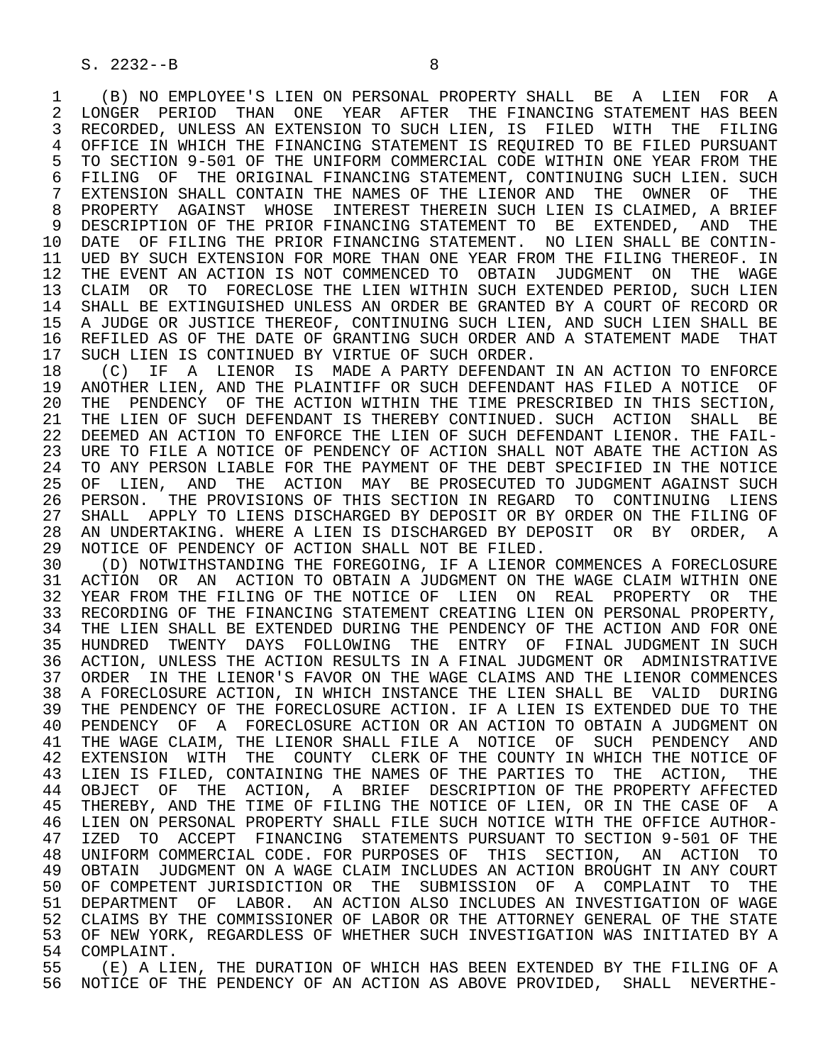(B) NO EMPLOYEE'S LIEN ON PERSONAL PROPERTY SHALL BE A LIEN FOR A LONGER PERIOD THAN ONE YEAR AFTER THE FINANCING STATEMENT HAS BEEN RECORDED, UNLESS AN EXTENSION TO SUCH LIEN, IS FILED WITH THE FILING OFFICE IN WHICH THE FINANCING STATEMENT IS REQUIRED TO BE FILED PURSUANT TO SECTION 9-501 OF THE UNIFORM COMMERCIAL CODE WITHIN ONE YEAR FROM THE FILING OF THE ORIGINAL FINANCING STATEMENT, CONTINUING SUCH LIEN. SUCH EXTENSION SHALL CONTAIN THE NAMES OF THE LIENOR AND THE OWNER OF THE PROPERTY AGAINST WHOSE INTEREST THEREIN SUCH LIEN IS CLAIMED, A BRIEF DESCRIPTION OF THE PRIOR FINANCING STATEMENT TO BE EXTENDED, AND THE DATE OF FILING THE PRIOR FINANCING STATEMENT. NO LIEN SHALL BE CONTINUED BY SUCH EXTENSION FOR MORE THAN ONE YEAR FROM THE FILING THEREOF. IN THE EVENT AN ACTION IS NOT COMMENCED TO OBTAIN JUDGMENT ON THE WAGE CLAIM OR TO FORECLOSE THE LIEN WITHIN SUCH EXTENDED PERIOD, SUCH LIEN SHALL BE EXTINGUISHED UNLESS AN ORDER BE GRANTED BY A COURT OF RECORD OR A JUDGE OR JUSTICE THEREOF, CONTINUING SUCH LIEN, AND SUCH LIEN SHALL BE REFILED AS OF THE DATE OF GRANTING SUCH ORDER AND A STATEMENT MADE THAT SUCH LIEN IS CONTINUED BY VIRTUE OF SUCH ORDER.

(C) IF A LIENOR IS MADE A PARTY DEFENDANT IN AN ACTION TO ENFORCE ANOTHER LIEN, AND THE PLAINTIFF OR SUCH DEFENDANT HAS FILED A NOTICE OF THE PENDENCY OF THE ACTION WITHIN THE TIME PRESCRIBED IN THIS SECTION, THE LIEN OF SUCH DEFENDANT IS THEREBY CONTINUED. SUCH ACTION SHALL BE DEEMED AN ACTION TO ENFORCE THE LIEN OF SUCH DEFENDANT LIENOR. THE FAILURE TO FILE A NOTICE OF PENDENCY OF ACTION SHALL NOT ABATE THE ACTION AS TO ANY PERSON LIABLE FOR THE PAYMENT OF THE DEBT SPECIFIED IN THE NOTICE OF LIEN, AND THE ACTION MAY BE PROSECUTED TO JUDGMENT AGAINST SUCH PERSON. THE PROVISIONS OF THIS SECTION IN REGARD TO CONTINUING LIENS SHALL APPLY TO LIENS DISCHARGED BY DEPOSIT OR BY ORDER ON THE FILING OF AN UNDERTAKING. WHERE A LIEN IS DISCHARGED BY DEPOSIT OR BY ORDER, A NOTICE OF PENDENCY OF ACTION SHALL NOT BE FILED.

(D) NOTWITHSTANDING THE FOREGOING, IF A LIENOR COMMENCES A FORECLOSURE ACTION OR AN ACTION TO OBTAIN A JUDGMENT ON THE WAGE CLAIM WITHIN ONE YEAR FROM THE FILING OF THE NOTICE OF LIEN ON REAL PROPERTY OR THE RECORDING OF THE FINANCING STATEMENT CREATING LIEN ON PERSONAL PROPERTY, THE LIEN SHALL BE EXTENDED DURING THE PENDENCY OF THE ACTION AND FOR ONE HUNDRED TWENTY DAYS FOLLOWING THE ENTRY OF FINAL JUDGMENT IN SUCH ACTION, UNLESS THE ACTION RESULTS IN A FINAL JUDGMENT OR ADMINISTRATIVE ORDER IN THE LIENOR'S FAVOR ON THE WAGE CLAIMS AND THE LIENOR COMMENCES A FORECLOSURE ACTION, IN WHICH INSTANCE THE LIEN SHALL BE VALID DURING THE PENDENCY OF THE FORECLOSURE ACTION. IF A LIEN IS EXTENDED DUE TO THE PENDENCY OF A FORECLOSURE ACTION OR AN ACTION TO OBTAIN A JUDGMENT ON THE WAGE CLAIM, THE LIENOR SHALL FILE A NOTICE OF SUCH PENDENCY AND EXTENSION WITH THE COUNTY CLERK OF THE COUNTY IN WHICH THE NOTICE OF LIEN IS FILED, CONTAINING THE NAMES OF THE PARTIES TO THE ACTION, THE OBJECT OF THE ACTION, A BRIEF DESCRIPTION OF THE PROPERTY AFFECTED THEREBY, AND THE TIME OF FILING THE NOTICE OF LIEN, OR IN THE CASE OF A LIEN ON PERSONAL PROPERTY SHALL FILE SUCH NOTICE WITH THE OFFICE AUTHORIZED TO ACCEPT FINANCING STATEMENTS PURSUANT TO SECTION 9-501 OF THE UNIFORM COMMERCIAL CODE. FOR PURPOSES OF THIS SECTION, AN ACTION TO OBTAIN JUDGMENT ON A WAGE CLAIM INCLUDES AN ACTION BROUGHT IN ANY COURT OF COMPETENT JURISDICTION OR THE SUBMISSION OF A COMPLAINT TO THE DEPARTMENT OF LABOR. AN ACTION ALSO INCLUDES AN INVESTIGATION OF WAGE CLAIMS BY THE COMMISSIONER OF LABOR OR THE ATTORNEY GENERAL OF THE STATE OF NEW YORK, REGARDLESS OF WHETHER SUCH INVESTIGATION WAS INITIATED BY A COMPLAINT.

(E) A LIEN, THE DURATION OF WHICH HAS BEEN EXTENDED BY THE FILING OF A NOTICE OF THE PENDENCY OF AN ACTION AS ABOVE PROVIDED, SHALL NEVERTHE-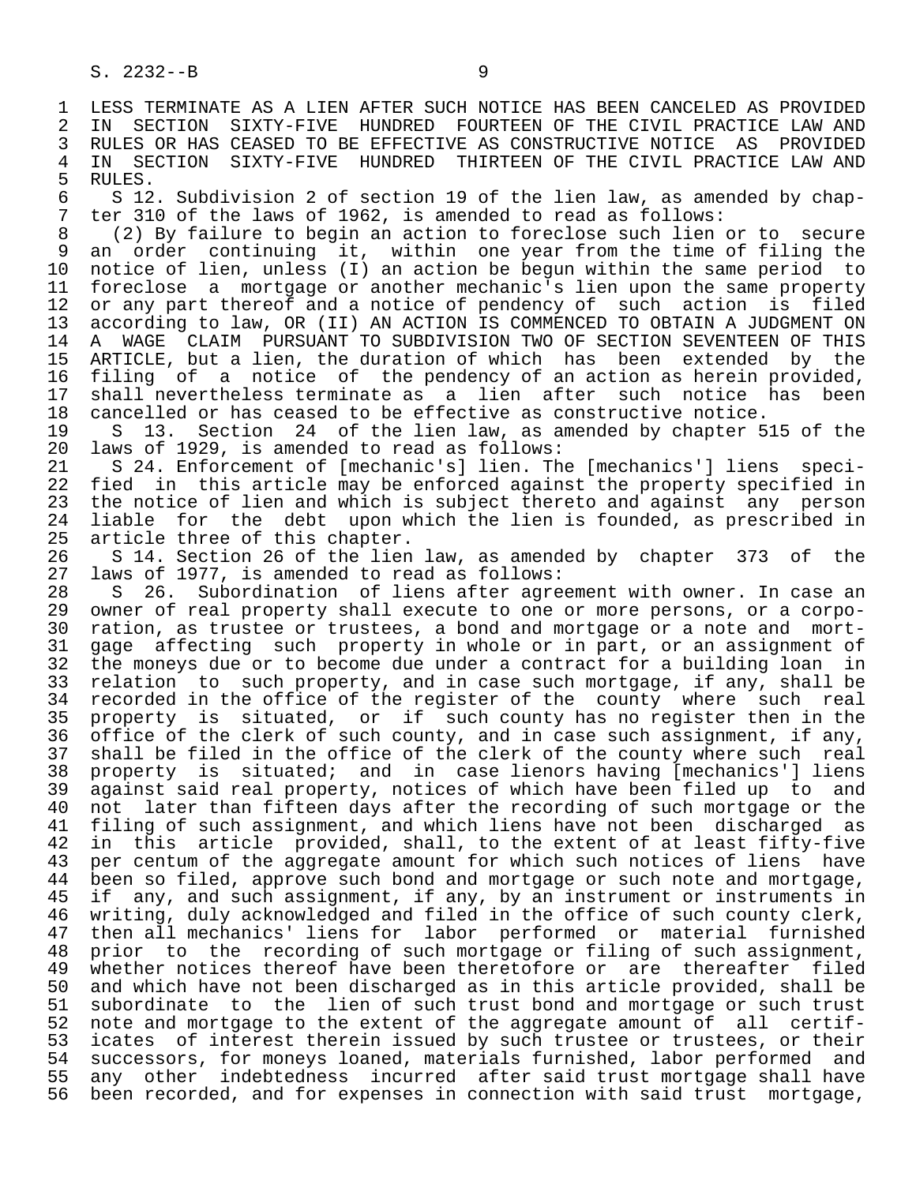LESS TERMINATE AS A LIEN AFTER SUCH NOTICE HAS BEEN CANCELED AS PROVIDED IN SECTION SIXTY-FIVE HUNDRED FOURTEEN OF THE CIVIL PRACTICE LAW AND RULES OR HAS CEASED TO BE EFFECTIVE AS CONSTRUCTIVE NOTICE AS PROVIDED IN SECTION SIXTY-FIVE HUNDRED THIRTEEN OF THE CIVIL PRACTICE LAW AND RULES.

S 12. Subdivision 2 of section 19 of the lien law, as amended by chapter 310 of the laws of 1962, is amended to read as follows:

(2) By failure to begin an action to foreclose such lien or to secure an order continuing it, within one year from the time of filing the notice of lien, unless (I) an action be begun within the same period to foreclose a mortgage or another mechanic's lien upon the same property or any part thereof and a notice of pendency of such action is filed according to law, OR (II) AN ACTION IS COMMENCED TO OBTAIN A JUDGMENT ON A WAGE CLAIM PURSUANT TO SUBDIVISION TWO OF SECTION SEVENTEEN OF THIS ARTICLE, but a lien, the duration of which has been extended by the filing of a notice of the pendency of an action as herein provided, shall nevertheless terminate as a lien after such notice has been cancelled or has ceased to be effective as constructive notice.

S 13. Section 24 of the lien law, as amended by chapter 515 of the laws of 1929, is amended to read as follows:

S 24. Enforcement of [mechanic's] lien. The [mechanics'] liens specified in this article may be enforced against the property specified in the notice of lien and which is subject thereto and against any person liable for the debt upon which the lien is founded, as prescribed in article three of this chapter.

S 14. Section 26 of the lien law, as amended by chapter 373 of the laws of 1977, is amended to read as follows:

S 26. Subordination of liens after agreement with owner. In case an owner of real property shall execute to one or more persons, or a corporation, as trustee or trustees, a bond and mortgage or a note and mortgage affecting such property in whole or in part, or an assignment of the moneys due or to become due under a contract for a building loan in relation to such property, and in case such mortgage, if any, shall be recorded in the office of the register of the county where such real property is situated, or if such county has no register then in the office of the clerk of such county, and in case such assignment, if any, shall be filed in the office of the clerk of the county where such real property is situated; and in case lienors having [mechanics'] liens against said real property, notices of which have been filed up to and not later than fifteen days after the recording of such mortgage or the filing of such assignment, and which liens have not been discharged as in this article provided, shall, to the extent of at least fifty-five per centum of the aggregate amount for which such notices of liens have been so filed, approve such bond and mortgage or such note and mortgage, if any, and such assignment, if any, by an instrument or instruments in writing, duly acknowledged and filed in the office of such county clerk, then all mechanics' liens for labor performed or material furnished prior to the recording of such mortgage or filing of such assignment, whether notices thereof have been theretofore or are thereafter filed and which have not been discharged as in this article provided, shall be subordinate to the lien of such trust bond and mortgage or such trust note and mortgage to the extent of the aggregate amount of all certificates of interest therein issued by such trustee or trustees, or their successors, for moneys loaned, materials furnished, labor performed and any other indebtedness incurred after said trust mortgage shall have been recorded, and for expenses in connection with said trust mortgage,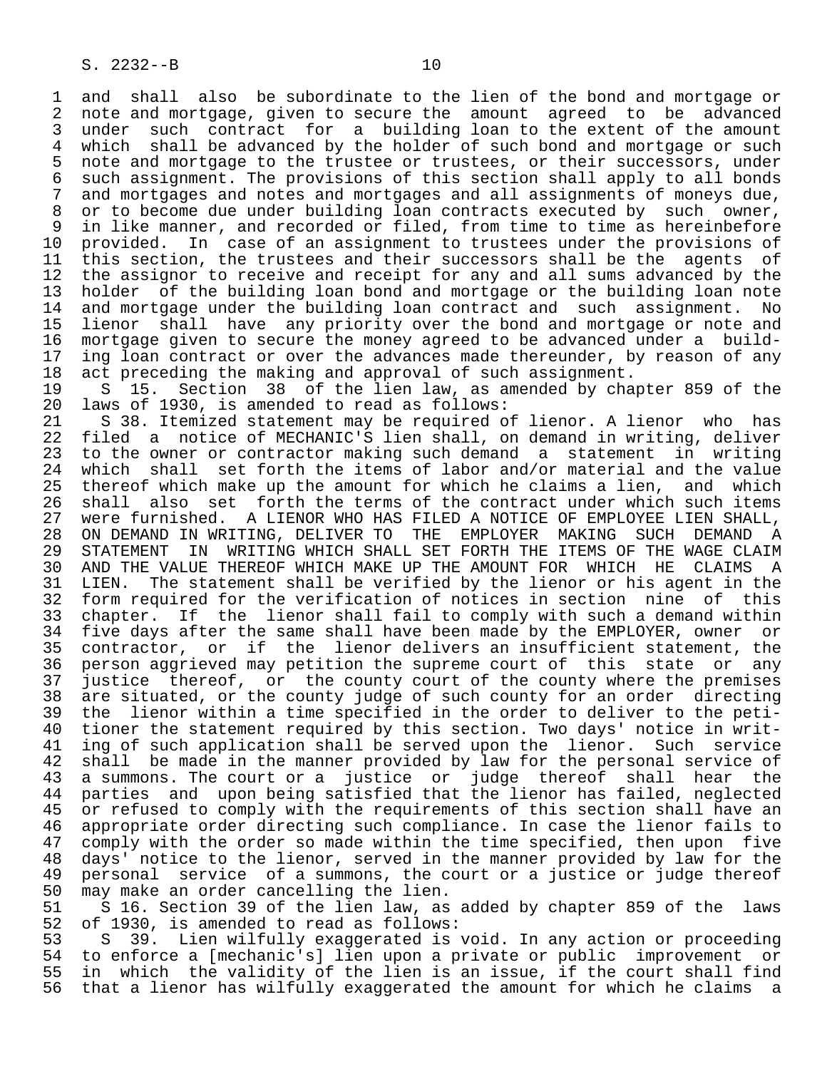and shall also be subordinate to the lien of the bond and mortgage or note and mortgage, given to secure the amount agreed to be advanced under such contract for a building loan to the extent of the amount which shall be advanced by the holder of such bond and mortgage or such note and mortgage to the trustee or trustees, or their successors, under such assignment. The provisions of this section shall apply to all bonds and mortgages and notes and mortgages and all assignments of moneys due, or to become due under building loan contracts executed by such owner, in like manner, and recorded or filed, from time to time as hereinbefore provided. In case of an assignment to trustees under the provisions of this section, the trustees and their successors shall be the agents of the assignor to receive and receipt for any and all sums advanced by the holder of the building loan bond and mortgage or the building loan note and mortgage under the building loan contract and such assignment. No lienor shall have any priority over the bond and mortgage or note and mortgage given to secure the money agreed to be advanced under a building loan contract or over the advances made thereunder, by reason of any act preceding the making and approval of such assignment.

S 15. Section 38 of the lien law, as amended by chapter 859 of the laws of 1930, is amended to read as follows:

S 38. Itemized statement may be required of lienor. A lienor who has filed a notice of MECHANIC'S lien shall, on demand in writing, deliver to the owner or contractor making such demand a statement in writing which shall set forth the items of labor and/or material and the value thereof which make up the amount for which he claims a lien, and which shall also set forth the terms of the contract under which such items were furnished. A LIENOR WHO HAS FILED A NOTICE OF EMPLOYEE LIEN SHALL, ON DEMAND IN WRITING, DELIVER TO THE EMPLOYER MAKING SUCH DEMAND A STATEMENT IN WRITING WHICH SHALL SET FORTH THE ITEMS OF THE WAGE CLAIM AND THE VALUE THEREOF WHICH MAKE UP THE AMOUNT FOR WHICH HE CLAIMS A LIEN. The statement shall be verified by the lienor or his agent in the form required for the verification of notices in section nine of this chapter. If the lienor shall fail to comply with such a demand within five days after the same shall have been made by the EMPLOYER, owner or contractor, or if the lienor delivers an insufficient statement, the person aggrieved may petition the supreme court of this state or any justice thereof, or the county court of the county where the premises are situated, or the county judge of such county for an order directing the lienor within a time specified in the order to deliver to the petitioner the statement required by this section. Two days' notice in writing of such application shall be served upon the lienor. Such service shall be made in the manner provided by law for the personal service of a summons. The court or a justice or judge thereof shall hear the parties and upon being satisfied that the lienor has failed, neglected or refused to comply with the requirements of this section shall have an appropriate order directing such compliance. In case the lienor fails to comply with the order so made within the time specified, then upon five days' notice to the lienor, served in the manner provided by law for the personal service of a summons, the court or a justice or judge thereof may make an order cancelling the lien.

S 16. Section 39 of the lien law, as added by chapter 859 of the laws of 1930, is amended to read as follows:

S 39. Lien wilfully exaggerated is void. In any action or proceeding to enforce a [mechanic's] lien upon a private or public improvement or in which the validity of the lien is an issue, if the court shall find that a lienor has wilfully exaggerated the amount for which he claims a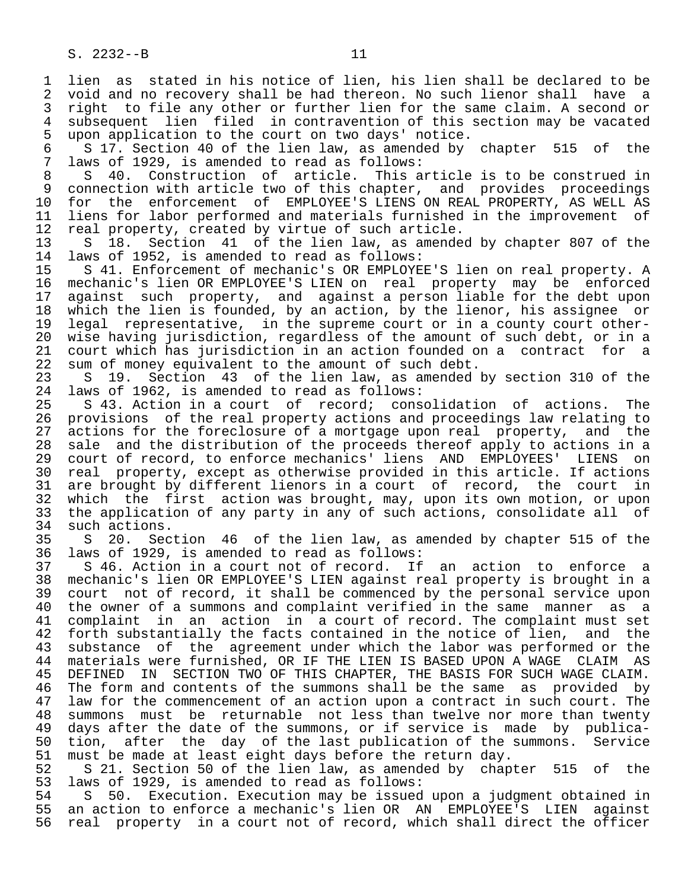lien as stated in his notice of lien, his lien shall be declared to be void and no recovery shall be had thereon. No such lienor shall have a right to file any other or further lien for the same claim. A second or subsequent lien filed in contravention of this section may be vacated upon application to the court on two days' notice.

S 17. Section 40 of the lien law, as amended by chapter 515 of the laws of 1929, is amended to read as follows:

S 40. Construction of article. This article is to be construed in connection with article two of this chapter, and provides proceedings for the enforcement of EMPLOYEE'S LIENS ON REAL PROPERTY, AS WELL AS liens for labor performed and materials furnished in the improvement of real property, created by virtue of such article.

S 18. Section 41 of the lien law, as amended by chapter 807 of the laws of 1952, is amended to read as follows:

S 41. Enforcement of mechanic's OR EMPLOYEE'S lien on real property. A mechanic's lien OR EMPLOYEE'S LIEN on real property may be enforced against such property, and against a person liable for the debt upon which the lien is founded, by an action, by the lienor, his assignee or legal representative, in the supreme court or in a county court otherwise having jurisdiction, regardless of the amount of such debt, or in a court which has jurisdiction in an action founded on a contract for a sum of money equivalent to the amount of such debt.

S 19. Section 43 of the lien law, as amended by section 310 of the laws of 1962, is amended to read as follows:

S 43. Action in a court of record; consolidation of actions. The provisions of the real property actions and proceedings law relating to actions for the foreclosure of a mortgage upon real property, and the sale and the distribution of the proceeds thereof apply to actions in a court of record, to enforce mechanics' liens AND EMPLOYEES' LIENS on real property, except as otherwise provided in this article. If actions are brought by different lienors in a court of record, the court in which the first action was brought, may, upon its own motion, or upon the application of any party in any of such actions, consolidate all of such actions.

S 20. Section 46 of the lien law, as amended by chapter 515 of the laws of 1929, is amended to read as follows:

S 46. Action in a court not of record. If an action to enforce a mechanic's lien OR EMPLOYEE'S LIEN against real property is brought in a court not of record, it shall be commenced by the personal service upon the owner of a summons and complaint verified in the same manner as a complaint in an action in a court of record. The complaint must set forth substantially the facts contained in the notice of lien, and the substance of the agreement under which the labor was performed or the materials were furnished, OR IF THE LIEN IS BASED UPON A WAGE CLAIM AS DEFINED IN SECTION TWO OF THIS CHAPTER, THE BASIS FOR SUCH WAGE CLAIM. The form and contents of the summons shall be the same as provided by law for the commencement of an action upon a contract in such court. The summons must be returnable not less than twelve nor more than twenty days after the date of the summons, or if service is made by publication, after the day of the last publication of the summons. Service must be made at least eight days before the return day.

S 21. Section 50 of the lien law, as amended by chapter 515 of the laws of 1929, is amended to read as follows:

S 50. Execution. Execution may be issued upon a judgment obtained in an action to enforce a mechanic's lien OR AN EMPLOYEE'S LIEN against real property in a court not of record, which shall direct the officer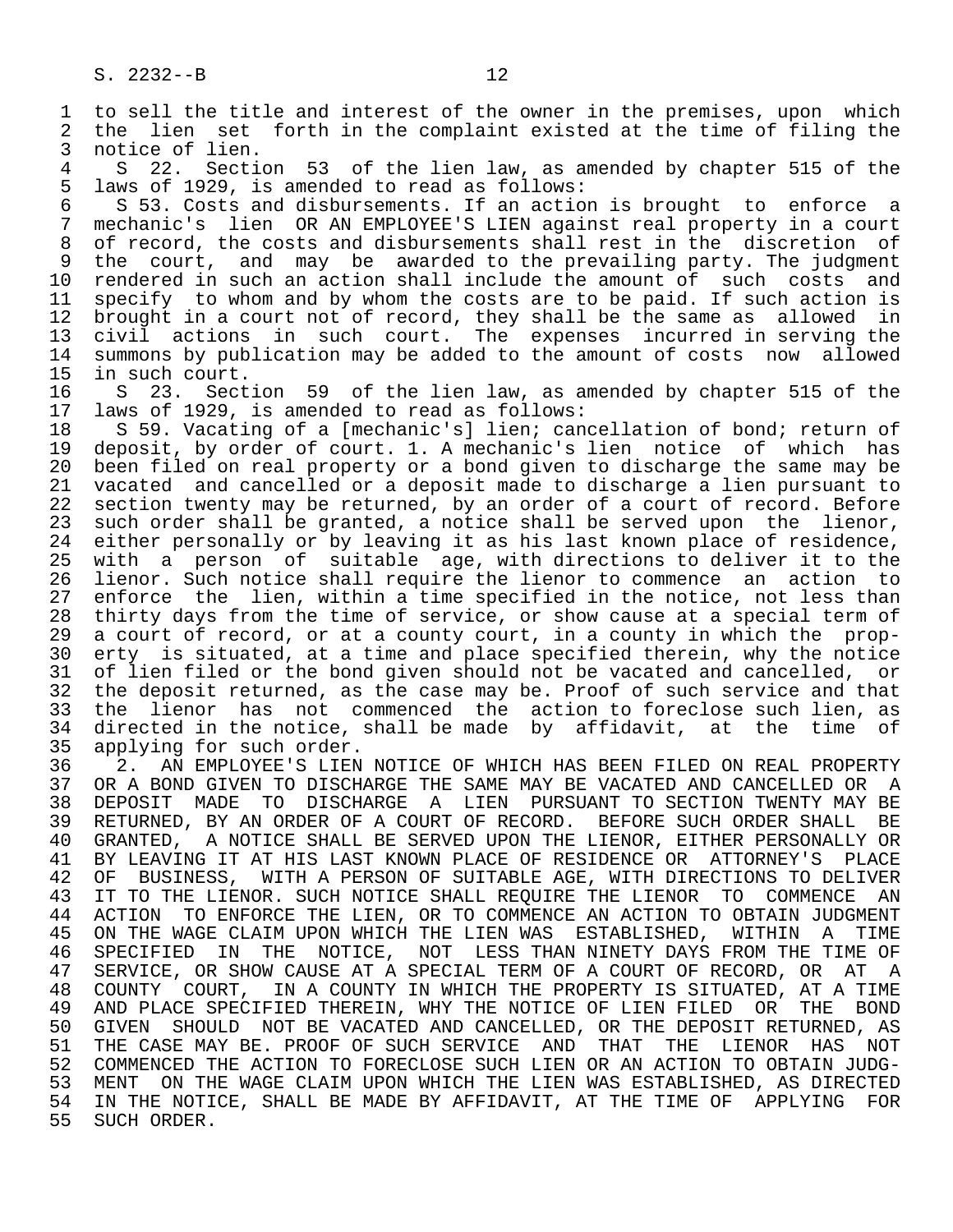to sell the title and interest of the owner in the premises, upon which the lien set forth in the complaint existed at the time of filing the notice of lien.

S 22. Section 53 of the lien law, as amended by chapter 515 of the laws of 1929, is amended to read as follows:

S 53. Costs and disbursements. If an action is brought to enforce a mechanic's lien OR AN EMPLOYEE'S LIEN against real property in a court of record, the costs and disbursements shall rest in the discretion of the court, and may be awarded to the prevailing party. The judgment rendered in such an action shall include the amount of such costs and specify to whom and by whom the costs are to be paid. If such action is brought in a court not of record, they shall be the same as allowed in civil actions in such court. The expenses incurred in serving the summons by publication may be added to the amount of costs now allowed in such court.

S 23. Section 59 of the lien law, as amended by chapter 515 of the laws of 1929, is amended to read as follows:

S 59. Vacating of a [mechanic's] lien; cancellation of bond; return of deposit, by order of court. 1. A mechanic's lien notice of which has been filed on real property or a bond given to discharge the same may be vacated and cancelled or a deposit made to discharge a lien pursuant to section twenty may be returned, by an order of a court of record. Before such order shall be granted, a notice shall be served upon the lienor, either personally or by leaving it as his last known place of residence, with a person of suitable age, with directions to deliver it to the lienor. Such notice shall require the lienor to commence an action to enforce the lien, within a time specified in the notice, not less than thirty days from the time of service, or show cause at a special term of a court of record, or at a county court, in a county in which the property is situated, at a time and place specified therein, why the notice of lien filed or the bond given should not be vacated and cancelled, or the deposit returned, as the case may be. Proof of such service and that the lienor has not commenced the action to foreclose such lien, as directed in the notice, shall be made by affidavit, at the time of applying for such order.

2. AN EMPLOYEE'S LIEN NOTICE OF WHICH HAS BEEN FILED ON REAL PROPERTY OR A BOND GIVEN TO DISCHARGE THE SAME MAY BE VACATED AND CANCELLED OR A DEPOSIT MADE TO DISCHARGE A LIEN PURSUANT TO SECTION TWENTY MAY BE RETURNED, BY AN ORDER OF A COURT OF RECORD. BEFORE SUCH ORDER SHALL BE GRANTED, A NOTICE SHALL BE SERVED UPON THE LIENOR, EITHER PERSONALLY OR BY LEAVING IT AT HIS LAST KNOWN PLACE OF RESIDENCE OR ATTORNEY'S PLACE OF BUSINESS, WITH A PERSON OF SUITABLE AGE, WITH DIRECTIONS TO DELIVER IT TO THE LIENOR. SUCH NOTICE SHALL REQUIRE THE LIENOR TO COMMENCE AN ACTION TO ENFORCE THE LIEN, OR TO COMMENCE AN ACTION TO OBTAIN JUDGMENT ON THE WAGE CLAIM UPON WHICH THE LIEN WAS ESTABLISHED, WITHIN A TIME SPECIFIED IN THE NOTICE, NOT LESS THAN NINETY DAYS FROM THE TIME OF SERVICE, OR SHOW CAUSE AT A SPECIAL TERM OF A COURT OF RECORD, OR AT A COUNTY COURT, IN A COUNTY IN WHICH THE PROPERTY IS SITUATED, AT A TIME AND PLACE SPECIFIED THEREIN, WHY THE NOTICE OF LIEN FILED OR THE BOND GIVEN SHOULD NOT BE VACATED AND CANCELLED, OR THE DEPOSIT RETURNED, AS THE CASE MAY BE. PROOF OF SUCH SERVICE AND THAT THE LIENOR HAS NOT COMMENCED THE ACTION TO FORECLOSE SUCH LIEN OR AN ACTION TO OBTAIN JUDGMENT ON THE WAGE CLAIM UPON WHICH THE LIEN WAS ESTABLISHED, AS DIRECTED IN THE NOTICE, SHALL BE MADE BY AFFIDAVIT, AT THE TIME OF APPLYING FOR SUCH ORDER.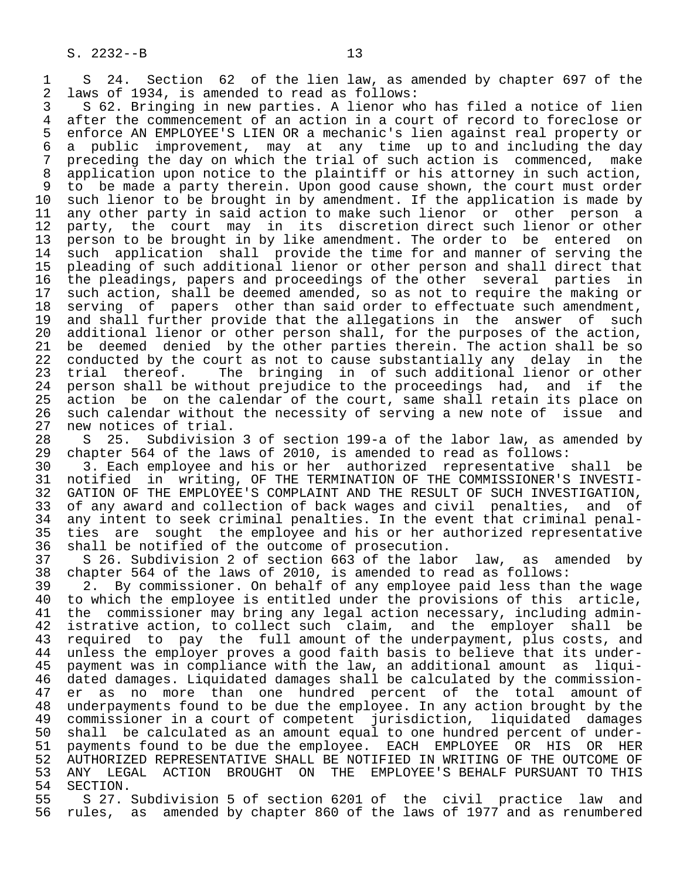S 24. Section 62 of the lien law, as amended by chapter 697 of the laws of 1934, is amended to read as follows:

S 62. Bringing in new parties. A lienor who has filed a notice of lien after the commencement of an action in a court of record to foreclose or enforce AN EMPLOYEE'S LIEN OR a mechanic's lien against real property or a public improvement, may at any time up to and including the day preceding the day on which the trial of such action is commenced, make application upon notice to the plaintiff or his attorney in such action, to be made a party therein. Upon good cause shown, the court must order such lienor to be brought in by amendment. If the application is made by any other party in said action to make such lienor or other person a party, the court may in its discretion direct such lienor or other person to be brought in by like amendment. The order to be entered on such application shall provide the time for and manner of serving the pleading of such additional lienor or other person and shall direct that the pleadings, papers and proceedings of the other several parties in such action, shall be deemed amended, so as not to require the making or serving of papers other than said order to effectuate such amendment, and shall further provide that the allegations in the answer of such additional lienor or other person shall, for the purposes of the action, be deemed denied by the other parties therein. The action shall be so conducted by the court as not to cause substantially any delay in the trial thereof. The bringing in of such additional lienor or other person shall be without prejudice to the proceedings had, and if the action be on the calendar of the court, same shall retain its place on such calendar without the necessity of serving a new note of issue and new notices of trial.

S 25. Subdivision 3 of section 199-a of the labor law, as amended by chapter 564 of the laws of 2010, is amended to read as follows:

3. Each employee and his or her authorized representative shall be notified in writing, OF THE TERMINATION OF THE COMMISSIONER'S INVESTIGATION OF THE EMPLOYEE'S COMPLAINT AND THE RESULT OF SUCH INVESTIGATION, of any award and collection of back wages and civil penalties, and of any intent to seek criminal penalties. In the event that criminal penalties are sought the employee and his or her authorized representative shall be notified of the outcome of prosecution.

S 26. Subdivision 2 of section 663 of the labor law, as amended by chapter 564 of the laws of 2010, is amended to read as follows:

2. By commissioner. On behalf of any employee paid less than the wage to which the employee is entitled under the provisions of this article, the commissioner may bring any legal action necessary, including administrative action, to collect such claim, and the employer shall be required to pay the full amount of the underpayment, plus costs, and unless the employer proves a good faith basis to believe that its underpayment was in compliance with the law, an additional amount as liquidated damages. Liquidated damages shall be calculated by the commissioner as no more than one hundred percent of the total amount of underpayments found to be due the employee. In any action brought by the commissioner in a court of competent jurisdiction, liquidated damages shall be calculated as an amount equal to one hundred percent of underpayments found to be due the employee. EACH EMPLOYEE OR HIS OR HER AUTHORIZED REPRESENTATIVE SHALL BE NOTIFIED IN WRITING OF THE OUTCOME OF ANY LEGAL ACTION BROUGHT ON THE EMPLOYEE'S BEHALF PURSUANT TO THIS SECTION.

S 27. Subdivision 5 of section 6201 of the civil practice law and rules, as amended by chapter 860 of the laws of 1977 and as renumbered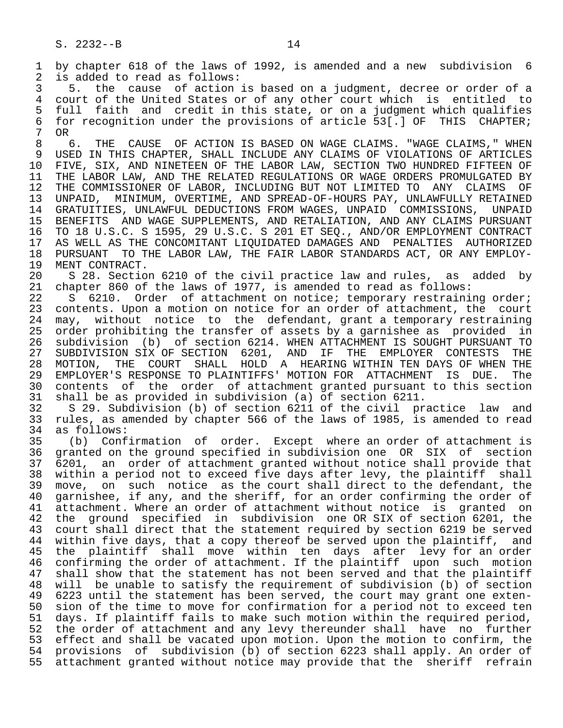by chapter 618 of the laws of 1992, is amended and a new subdivision 6 is added to read as follows:

5. the cause of action is based on a judgment, decree or order of a court of the United States or of any other court which is entitled to full faith and credit in this state, or on a judgment which qualifies for recognition under the provisions of article 53[.] OF THIS CHAPTER; OR

6. THE CAUSE OF ACTION IS BASED ON WAGE CLAIMS. "WAGE CLAIMS," WHEN USED IN THIS CHAPTER, SHALL INCLUDE ANY CLAIMS OF VIOLATIONS OF ARTICLES FIVE, SIX, AND NINETEEN OF THE LABOR LAW, SECTION TWO HUNDRED FIFTEEN OF THE LABOR LAW, AND THE RELATED REGULATIONS OR WAGE ORDERS PROMULGATED BY THE COMMISSIONER OF LABOR, INCLUDING BUT NOT LIMITED TO ANY CLAIMS OF UNPAID, MINIMUM, OVERTIME, AND SPREAD-OF-HOURS PAY, UNLAWFULLY RETAINED GRATUITIES, UNLAWFUL DEDUCTIONS FROM WAGES, UNPAID COMMISSIONS, UNPAID BENEFITS AND WAGE SUPPLEMENTS, AND RETALIATION, AND ANY CLAIMS PURSUANT TO 18 U.S.C. S 1595, 29 U.S.C. S 201 ET SEQ., AND/OR EMPLOYMENT CONTRACT AS WELL AS THE CONCOMITANT LIQUIDATED DAMAGES AND PENALTIES AUTHORIZED PURSUANT TO THE LABOR LAW, THE FAIR LABOR STANDARDS ACT, OR ANY EMPLOYMENT CONTRACT.

S 28. Section 6210 of the civil practice law and rules, as added by chapter 860 of the laws of 1977, is amended to read as follows:

S 6210. Order of attachment on notice; temporary restraining order; contents. Upon a motion on notice for an order of attachment, the court may, without notice to the defendant, grant a temporary restraining order prohibiting the transfer of assets by a garnishee as provided in subdivision (b) of section 6214. WHEN ATTACHMENT IS SOUGHT PURSUANT TO SUBDIVISION SIX OF SECTION 6201, AND IF THE EMPLOYER CONTESTS THE MOTION, THE COURT SHALL HOLD A HEARING WITHIN TEN DAYS OF WHEN THE EMPLOYER'S RESPONSE TO PLAINTIFFS' MOTION FOR ATTACHMENT IS DUE. The contents of the order of attachment granted pursuant to this section shall be as provided in subdivision (a) of section 6211.

S 29. Subdivision (b) of section 6211 of the civil practice law and rules, as amended by chapter 566 of the laws of 1985, is amended to read as follows:

(b) Confirmation of order. Except where an order of attachment is granted on the ground specified in subdivision one OR SIX of section 6201, an order of attachment granted without notice shall provide that within a period not to exceed five days after levy, the plaintiff shall move, on such notice as the court shall direct to the defendant, the garnishee, if any, and the sheriff, for an order confirming the order of attachment. Where an order of attachment without notice is granted on the ground specified in subdivision one OR SIX of section 6201, the court shall direct that the statement required by section 6219 be served within five days, that a copy thereof be served upon the plaintiff, and the plaintiff shall move within ten days after levy for an order confirming the order of attachment. If the plaintiff upon such motion shall show that the statement has not been served and that the plaintiff will be unable to satisfy the requirement of subdivision (b) of section 6223 until the statement has been served, the court may grant one extension of the time to move for confirmation for a period not to exceed ten days. If plaintiff fails to make such motion within the required period, the order of attachment and any levy thereunder shall have no further effect and shall be vacated upon motion. Upon the motion to confirm, the provisions of subdivision (b) of section 6223 shall apply. An order of attachment granted without notice may provide that the sheriff refrain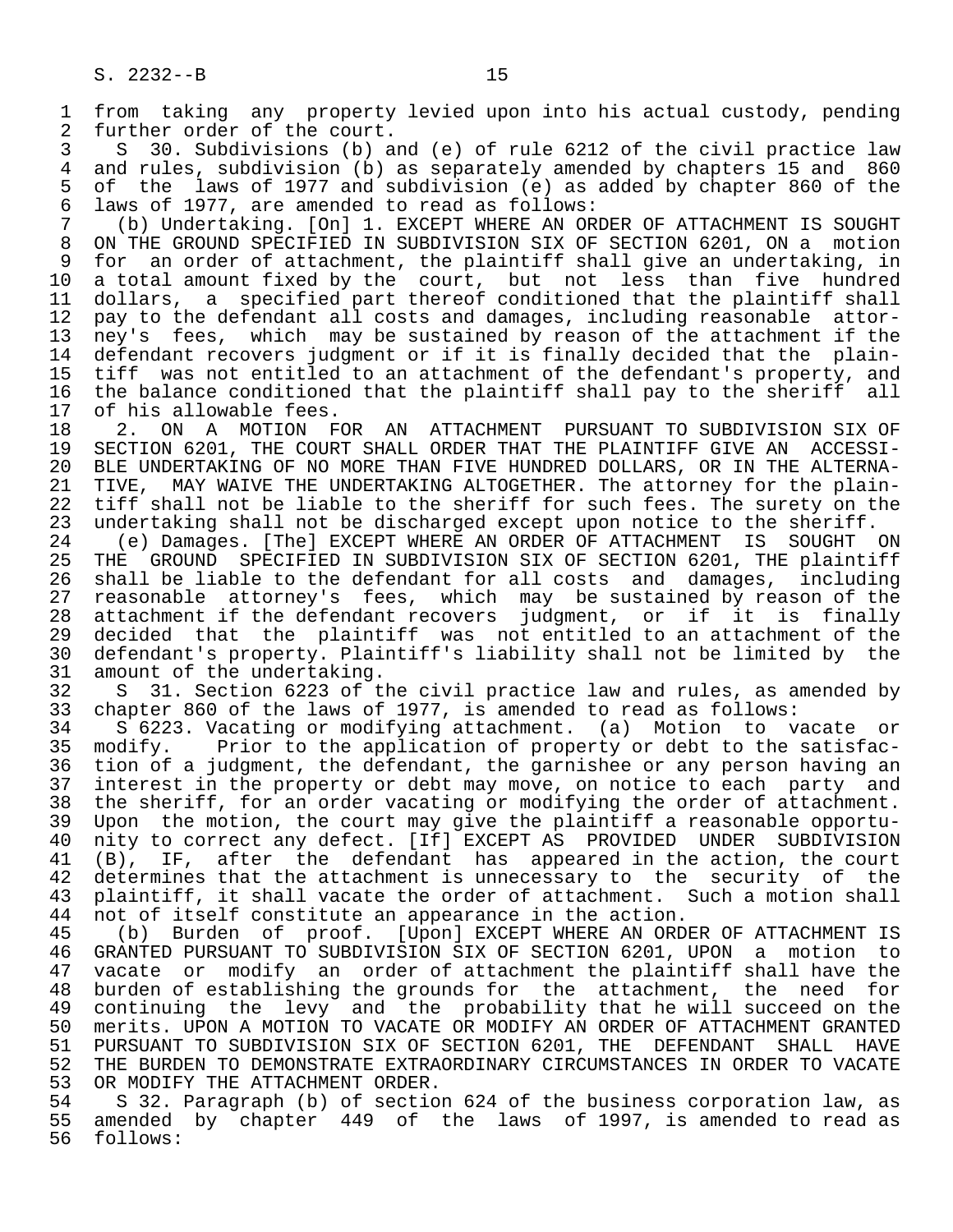from taking any property levied upon into his actual custody, pending further order of the court.

S 30. Subdivisions (b) and (e) of rule 6212 of the civil practice law and rules, subdivision (b) as separately amended by chapters 15 and 860 of the laws of 1977 and subdivision (e) as added by chapter 860 of the laws of 1977, are amended to read as follows:

(b) Undertaking. [On] 1. EXCEPT WHERE AN ORDER OF ATTACHMENT IS SOUGHT ON THE GROUND SPECIFIED IN SUBDIVISION SIX OF SECTION 6201, ON a motion for an order of attachment, the plaintiff shall give an undertaking, in a total amount fixed by the court, but not less than five hundred dollars, a specified part thereof conditioned that the plaintiff shall pay to the defendant all costs and damages, including reasonable attorney's fees, which may be sustained by reason of the attachment if the defendant recovers judgment or if it is finally decided that the plaintiff was not entitled to an attachment of the defendant's property, and the balance conditioned that the plaintiff shall pay to the sheriff all of his allowable fees.

2. ON A MOTION FOR AN ATTACHMENT PURSUANT TO SUBDIVISION SIX OF SECTION 6201, THE COURT SHALL ORDER THAT THE PLAINTIFF GIVE AN ACCESSIBLE UNDERTAKING OF NO MORE THAN FIVE HUNDRED DOLLARS, OR IN THE ALTERNATIVE, MAY WAIVE THE UNDERTAKING ALTOGETHER. The attorney for the plaintiff shall not be liable to the sheriff for such fees. The surety on the undertaking shall not be discharged except upon notice to the sheriff.

(e) Damages. [The] EXCEPT WHERE AN ORDER OF ATTACHMENT IS SOUGHT ON THE GROUND SPECIFIED IN SUBDIVISION SIX OF SECTION 6201, THE plaintiff shall be liable to the defendant for all costs and damages, including reasonable attorney's fees, which may be sustained by reason of the attachment if the defendant recovers judgment, or if it is finally decided that the plaintiff was not entitled to an attachment of the defendant's property. Plaintiff's liability shall not be limited by the amount of the undertaking.

S 31. Section 6223 of the civil practice law and rules, as amended by chapter 860 of the laws of 1977, is amended to read as follows:

S 6223. Vacating or modifying attachment. (a) Motion to vacate or modify. Prior to the application of property or debt to the satisfaction of a judgment, the defendant, the garnishee or any person having an interest in the property or debt may move, on notice to each party and the sheriff, for an order vacating or modifying the order of attachment. Upon the motion, the court may give the plaintiff a reasonable opportunity to correct any defect. [If] EXCEPT AS PROVIDED UNDER SUBDIVISION (B), IF, after the defendant has appeared in the action, the court determines that the attachment is unnecessary to the security of the plaintiff, it shall vacate the order of attachment. Such a motion shall not of itself constitute an appearance in the action.

(b) Burden of proof. [Upon] EXCEPT WHERE AN ORDER OF ATTACHMENT IS GRANTED PURSUANT TO SUBDIVISION SIX OF SECTION 6201, UPON a motion to vacate or modify an order of attachment the plaintiff shall have the burden of establishing the grounds for the attachment, the need for continuing the levy and the probability that he will succeed on the merits. UPON A MOTION TO VACATE OR MODIFY AN ORDER OF ATTACHMENT GRANTED PURSUANT TO SUBDIVISION SIX OF SECTION 6201, THE DEFENDANT SHALL HAVE THE BURDEN TO DEMONSTRATE EXTRAORDINARY CIRCUMSTANCES IN ORDER TO VACATE OR MODIFY THE ATTACHMENT ORDER.

S 32. Paragraph (b) of section 624 of the business corporation law, as amended by chapter 449 of the laws of 1997, is amended to read as follows: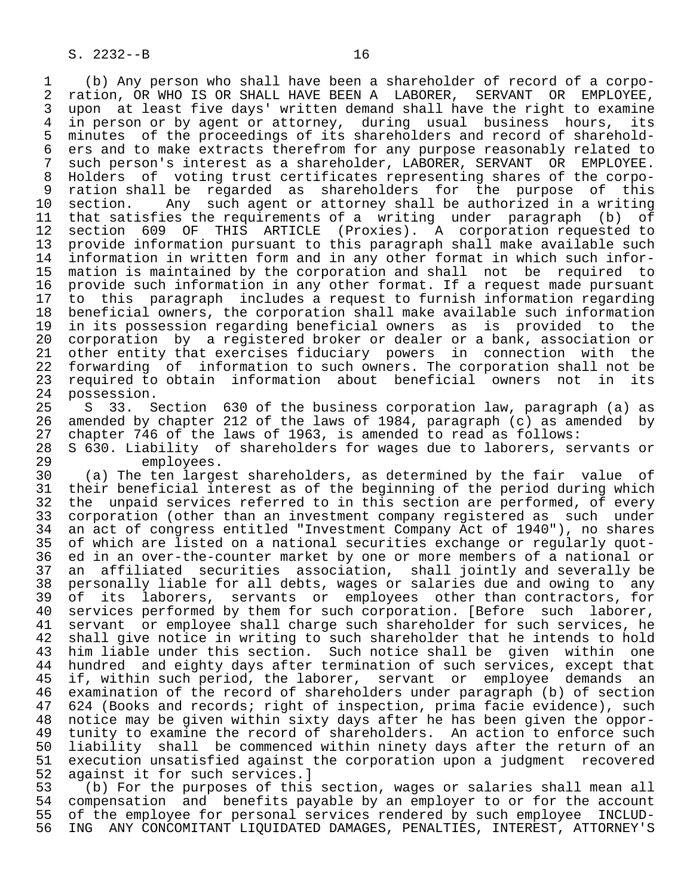(b) Any person who shall have been a shareholder of record of a corporation, OR WHO IS OR SHALL HAVE BEEN A LABORER, SERVANT OR EMPLOYEE, upon at least five days' written demand shall have the right to examine in person or by agent or attorney, during usual business hours, its minutes of the proceedings of its shareholders and record of shareholders and to make extracts therefrom for any purpose reasonably related to such person's interest as a shareholder, LABORER, SERVANT OR EMPLOYEE. Holders of voting trust certificates representing shares of the corporation shall be regarded as shareholders for the purpose of this section. Any such agent or attorney shall be authorized in a writing that satisfies the requirements of a writing under paragraph (b) of section 609 OF THIS ARTICLE (Proxies). A corporation requested to provide information pursuant to this paragraph shall make available such information in written form and in any other format in which such information is maintained by the corporation and shall not be required to provide such information in any other format. If a request made pursuant to this paragraph includes a request to furnish information regarding beneficial owners, the corporation shall make available such information in its possession regarding beneficial owners as is provided to the corporation by a registered broker or dealer or a bank, association or other entity that exercises fiduciary powers in connection with the forwarding of information to such owners. The corporation shall not be required to obtain information about beneficial owners not in its possession.

S 33. Section 630 of the business corporation law, paragraph (a) as amended by chapter 212 of the laws of 1984, paragraph (c) as amended by chapter 746 of the laws of 1963, is amended to read as follows:

S 630. Liability of shareholders for wages due to laborers, servants or employees.

(a) The ten largest shareholders, as determined by the fair value of their beneficial interest as of the beginning of the period during which the unpaid services referred to in this section are performed, of every corporation (other than an investment company registered as such under an act of congress entitled "Investment Company Act of 1940"), no shares of which are listed on a national securities exchange or regularly quoted in an over-the-counter market by one or more members of a national or an affiliated securities association, shall jointly and severally be personally liable for all debts, wages or salaries due and owing to any of its laborers, servants or employees other than contractors, for services performed by them for such corporation. [Before such laborer, servant or employee shall charge such shareholder for such services, he shall give notice in writing to such shareholder that he intends to hold him liable under this section. Such notice shall be given within one hundred and eighty days after termination of such services, except that if, within such period, the laborer, servant or employee demands an examination of the record of shareholders under paragraph (b) of section 624 (Books and records; right of inspection, prima facie evidence), such notice may be given within sixty days after he has been given the opportunity to examine the record of shareholders. An action to enforce such liability shall be commenced within ninety days after the return of an execution unsatisfied against the corporation upon a judgment recovered against it for such services.]

(b) For the purposes of this section, wages or salaries shall mean all compensation and benefits payable by an employer to or for the account of the employee for personal services rendered by such employee INCLUDING ANY CONCOMITANT LIQUIDATED DAMAGES, PENALTIES, INTEREST, ATTORNEY'S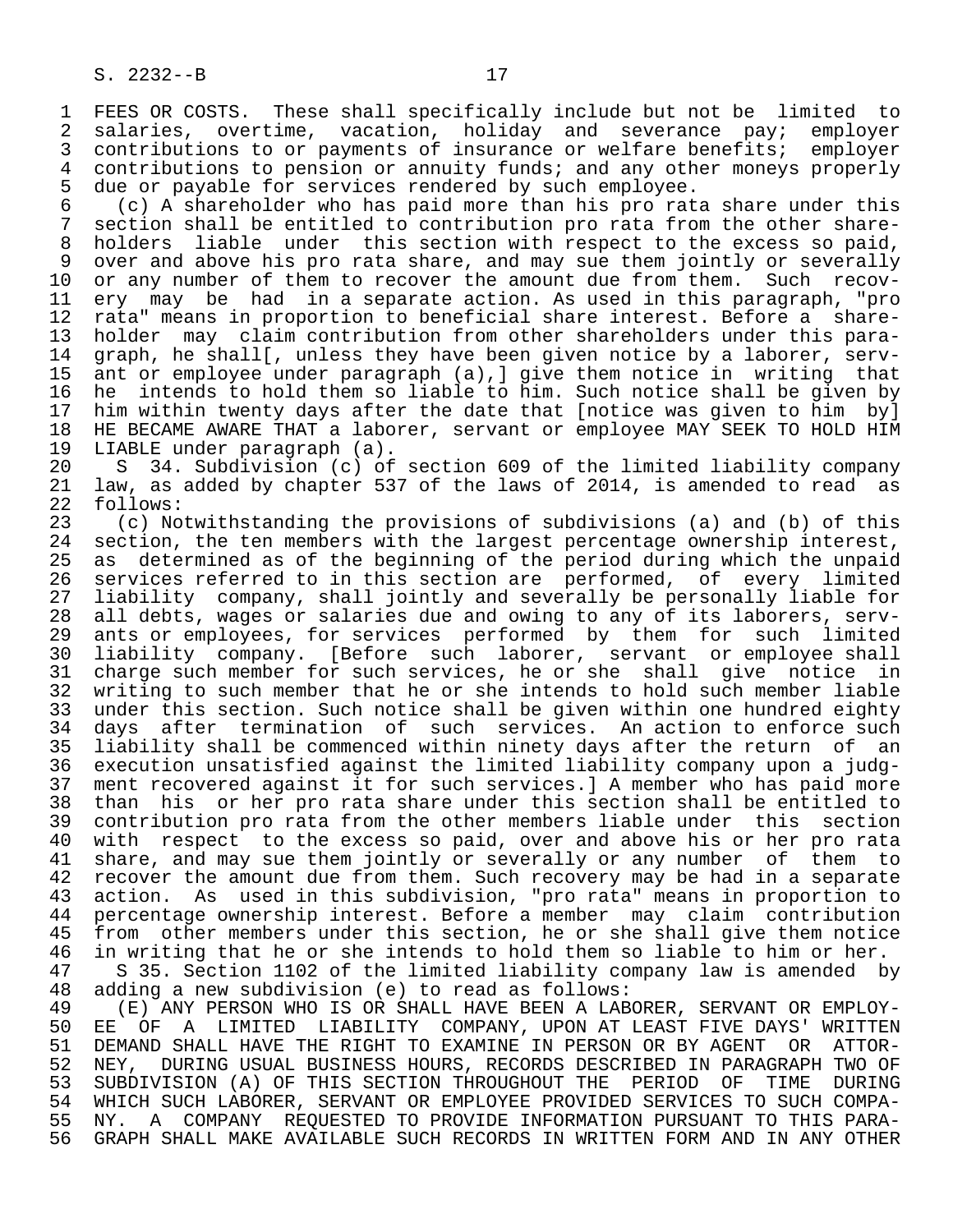FEES OR COSTS. These shall specifically include but not be limited to salaries, overtime, vacation, holiday and severance pay; employer contributions to or payments of insurance or welfare benefits; employer contributions to pension or annuity funds; and any other moneys properly due or payable for services rendered by such employee.

(c) A shareholder who has paid more than his pro rata share under this section shall be entitled to contribution pro rata from the other shareholders liable under this section with respect to the excess so paid, over and above his pro rata share, and may sue them jointly or severally or any number of them to recover the amount due from them. Such recovery may be had in a separate action. As used in this paragraph, "pro rata" means in proportion to beneficial share interest. Before a shareholder may claim contribution from other shareholders under this paragraph, he shall[, unless they have been given notice by a laborer, servant or employee under paragraph (a),] give them notice in writing that he intends to hold them so liable to him. Such notice shall be given by him within twenty days after the date that [notice was given to him by] HE BECAME AWARE THAT a laborer, servant or employee MAY SEEK TO HOLD HIM LIABLE under paragraph (a).

S 34. Subdivision (c) of section 609 of the limited liability company law, as added by chapter 537 of the laws of 2014, is amended to read as follows:

(c) Notwithstanding the provisions of subdivisions (a) and (b) of this section, the ten members with the largest percentage ownership interest, as determined as of the beginning of the period during which the unpaid services referred to in this section are performed, of every limited liability company, shall jointly and severally be personally liable for all debts, wages or salaries due and owing to any of its laborers, servants or employees, for services performed by them for such limited liability company. [Before such laborer, servant or employee shall charge such member for such services, he or she shall give notice in writing to such member that he or she intends to hold such member liable under this section. Such notice shall be given within one hundred eighty days after termination of such services. An action to enforce such liability shall be commenced within ninety days after the return of an execution unsatisfied against the limited liability company upon a judgment recovered against it for such services.] A member who has paid more than his or her pro rata share under this section shall be entitled to contribution pro rata from the other members liable under this section with respect to the excess so paid, over and above his or her pro rata share, and may sue them jointly or severally or any number of them to recover the amount due from them. Such recovery may be had in a separate action. As used in this subdivision, "pro rata" means in proportion to percentage ownership interest. Before a member may claim contribution from other members under this section, he or she shall give them notice in writing that he or she intends to hold them so liable to him or her.

S 35. Section 1102 of the limited liability company law is amended by adding a new subdivision (e) to read as follows:

(E) ANY PERSON WHO IS OR SHALL HAVE BEEN A LABORER, SERVANT OR EMPLOYEE OF A LIMITED LIABILITY COMPANY, UPON AT LEAST FIVE DAYS' WRITTEN DEMAND SHALL HAVE THE RIGHT TO EXAMINE IN PERSON OR BY AGENT OR ATTORNEY, DURING USUAL BUSINESS HOURS, RECORDS DESCRIBED IN PARAGRAPH TWO OF SUBDIVISION (A) OF THIS SECTION THROUGHOUT THE PERIOD OF TIME DURING WHICH SUCH LABORER, SERVANT OR EMPLOYEE PROVIDED SERVICES TO SUCH COMPANY. A COMPANY REQUESTED TO PROVIDE INFORMATION PURSUANT TO THIS PARAGRAPH SHALL MAKE AVAILABLE SUCH RECORDS IN WRITTEN FORM AND IN ANY OTHER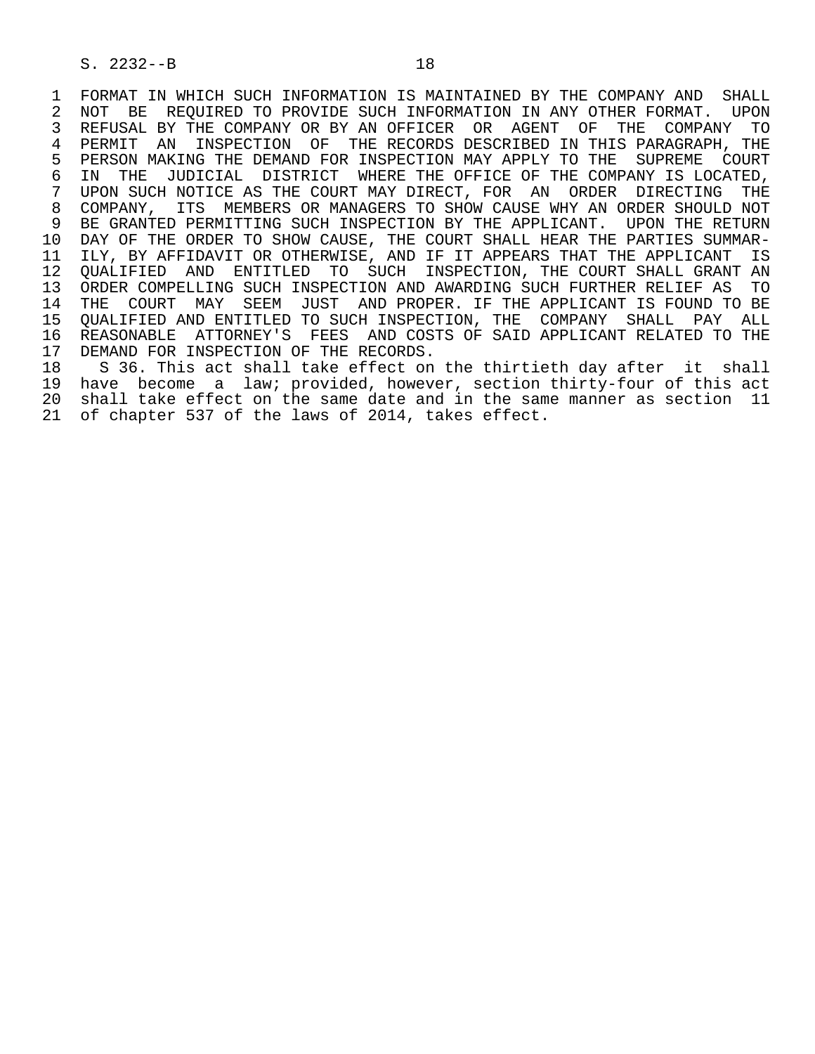FORMAT IN WHICH SUCH INFORMATION IS MAINTAINED BY THE COMPANY AND SHALL NOT BE REQUIRED TO PROVIDE SUCH INFORMATION IN ANY OTHER FORMAT. UPON REFUSAL BY THE COMPANY OR BY AN OFFICER OR AGENT OF THE COMPANY TO PERMIT AN INSPECTION OF THE RECORDS DESCRIBED IN THIS PARAGRAPH, THE PERSON MAKING THE DEMAND FOR INSPECTION MAY APPLY TO THE SUPREME COURT IN THE JUDICIAL DISTRICT WHERE THE OFFICE OF THE COMPANY IS LOCATED, UPON SUCH NOTICE AS THE COURT MAY DIRECT, FOR AN ORDER DIRECTING THE COMPANY, ITS MEMBERS OR MANAGERS TO SHOW CAUSE WHY AN ORDER SHOULD NOT BE GRANTED PERMITTING SUCH INSPECTION BY THE APPLICANT. UPON THE RETURN DAY OF THE ORDER TO SHOW CAUSE, THE COURT SHALL HEAR THE PARTIES SUMMARILY, BY AFFIDAVIT OR OTHERWISE, AND IF IT APPEARS THAT THE APPLICANT IS QUALIFIED AND ENTITLED TO SUCH INSPECTION, THE COURT SHALL GRANT AN ORDER COMPELLING SUCH INSPECTION AND AWARDING SUCH FURTHER RELIEF AS TO THE COURT MAY SEEM JUST AND PROPER. IF THE APPLICANT IS FOUND TO BE QUALIFIED AND ENTITLED TO SUCH INSPECTION, THE COMPANY SHALL PAY ALL REASONABLE ATTORNEY'S FEES AND COSTS OF SAID APPLICANT RELATED TO THE DEMAND FOR INSPECTION OF THE RECORDS.

S 36. This act shall take effect on the thirtieth day after it shall have become a law; provided, however, section thirty-four of this act shall take effect on the same date and in the same manner as section 11 of chapter 537 of the laws of 2014, takes effect.